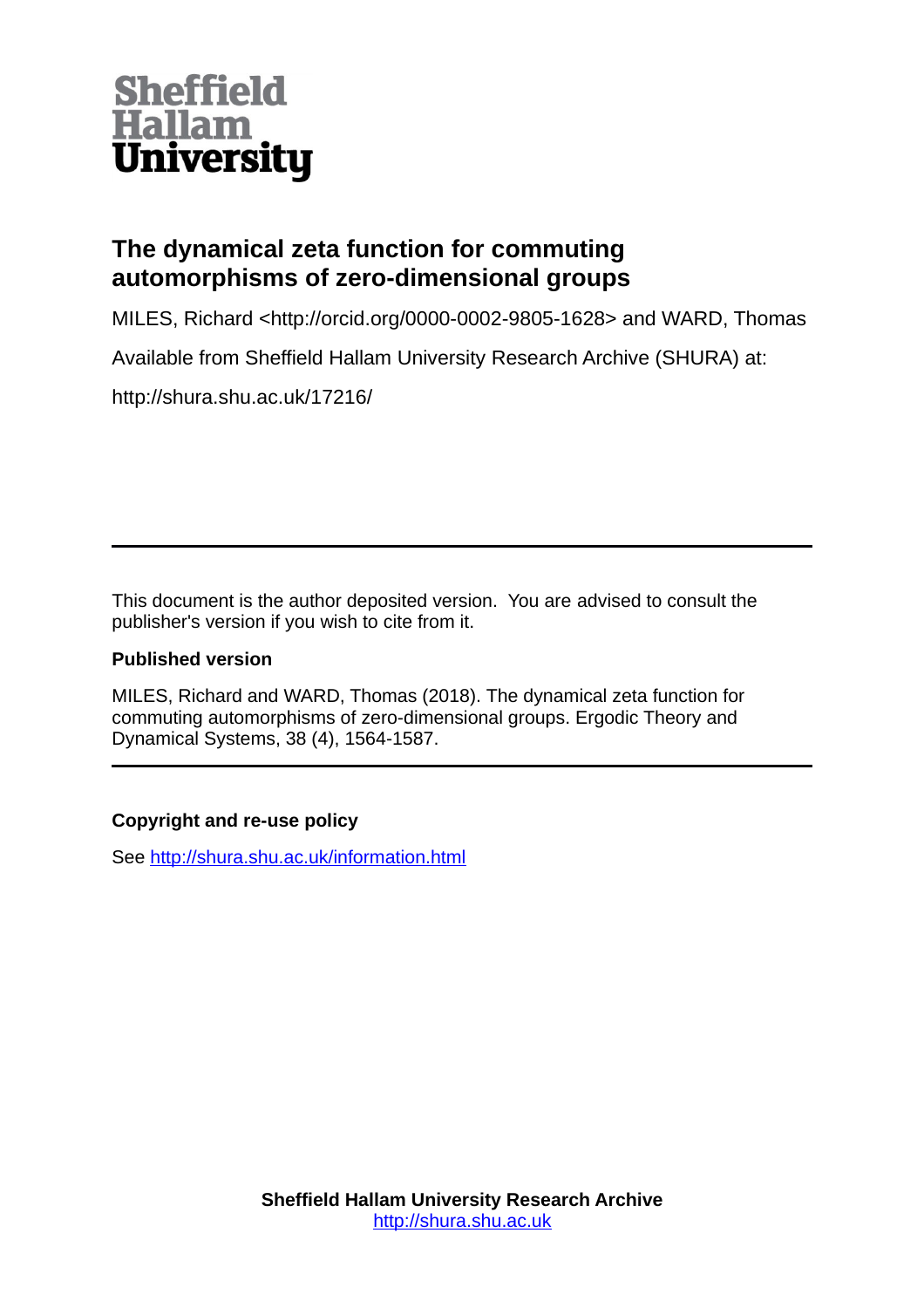Sheffield Hallam University

# The dynamical zeta function for commuting automorphisms of zero-dimensional groups

MILES, Richard <http://orcid.org/0000-0002-9805-1628> and WARD, Thomas

Available from Sheffield Hallam University Research Archive (SHURA) at:

http://shura.shu.ac.uk/17216/

---

This document is the author deposited version. You are advised to consult the publisher's version if you wish to cite from it.

### Published version

MILES, Richard and WARD, Thomas (2018). The dynamical zeta function for commuting automorphisms of zero-dimensional groups. Ergodic Theory and Dynamical Systems, 38 (4), 1564-1587.

---

### Copyright and re-use policy

See [http://shura.shu.ac.uk/information.html](http://shura.shu.ac.uk/information.html)

**Sheffield Hallam University Research Archive**
[http://shura.shu.ac.uk](http://shura.shu.ac.uk)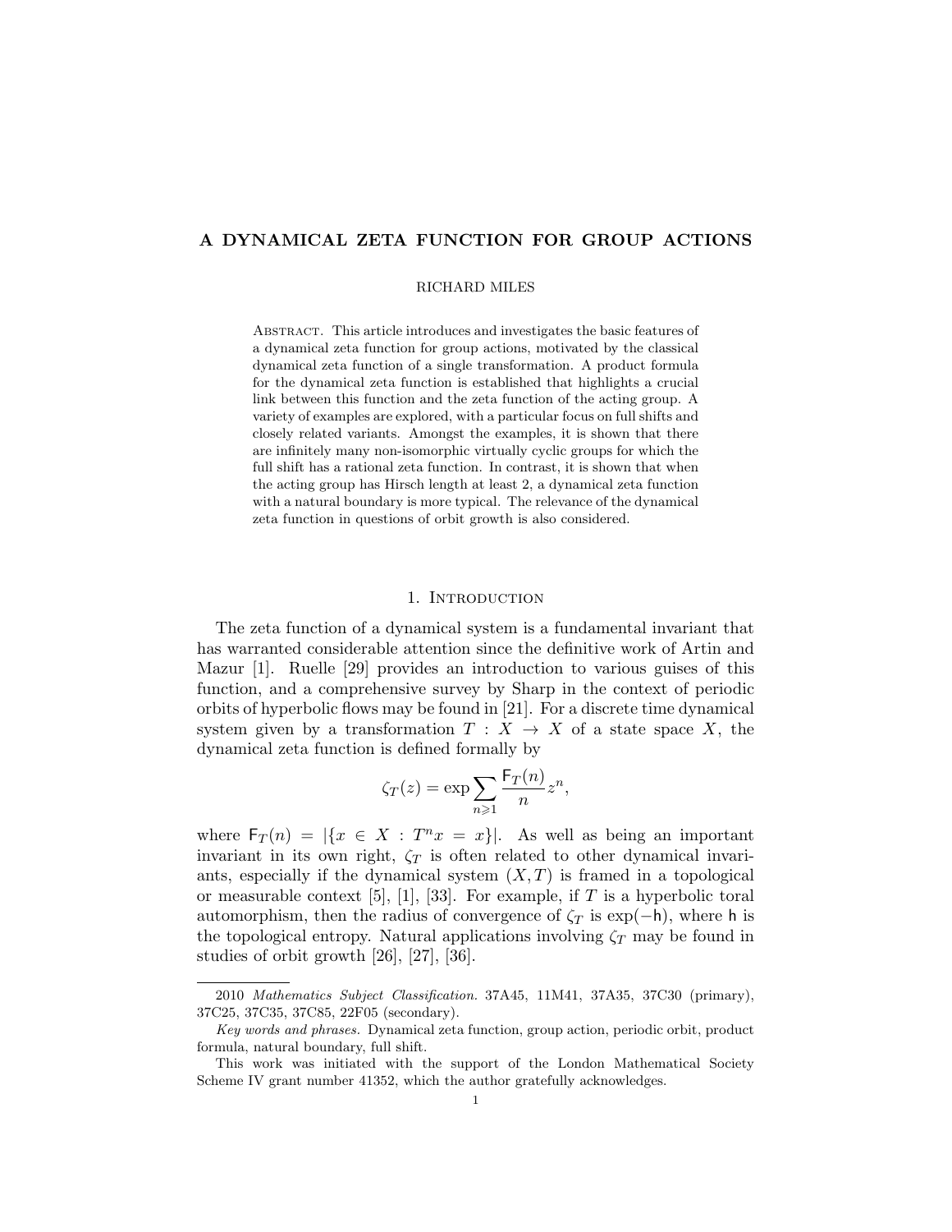# A DYNAMICAL ZETA FUNCTION FOR GROUP ACTIONS

RICHARD MILES

Abstract. This article introduces and investigates the basic features of a dynamical zeta function for group actions, motivated by the classical dynamical zeta function of a single transformation. A product formula for the dynamical zeta function is established that highlights a crucial link between this function and the zeta function of the acting group. A variety of examples are explored, with a particular focus on full shifts and closely related variants. Amongst the examples, it is shown that there are infinitely many non-isomorphic virtually cyclic groups for which the full shift has a rational zeta function. In contrast, it is shown that when the acting group has Hirsch length at least 2, a dynamical zeta function with a natural boundary is more typical. The relevance of the dynamical zeta function in questions of orbit growth is also considered.

## 1. Introduction

The zeta function of a dynamical system is a fundamental invariant that has warranted considerable attention since the definitive work of Artin and Mazur [1]. Ruelle [29] provides an introduction to various guises of this function, and a comprehensive survey by Sharp in the context of periodic orbits of hyperbolic flows may be found in [21]. For a discrete time dynamical system given by a transformation $T : X \to X$ of a state space $X$, the dynamical zeta function is defined formally by

$$\zeta_T(z) = \exp \sum_{n \geqslant 1} \frac{\mathsf{F}_T(n)}{n} z^n,$$

where $\mathsf{F}_T(n) = |\{x \in X : T^n x = x\}|$. As well as being an important invariant in its own right, $\zeta_T$ is often related to other dynamical invariants, especially if the dynamical system $(X, T)$ is framed in a topological or measurable context [5], [1], [33]. For example, if $T$ is a hyperbolic toral automorphism, then the radius of convergence of $\zeta_T$ is $\exp(-\mathsf{h})$, where $\mathsf{h}$ is the topological entropy. Natural applications involving $\zeta_T$ may be found in studies of orbit growth [26], [27], [36].

2010 *Mathematics Subject Classification.* 37A45, 11M41, 37A35, 37C30 (primary), 37C25, 37C35, 37C85, 22F05 (secondary).

*Key words and phrases.* Dynamical zeta function, group action, periodic orbit, product formula, natural boundary, full shift.

This work was initiated with the support of the London Mathematical Society Scheme IV grant number 41352, which the author gratefully acknowledges.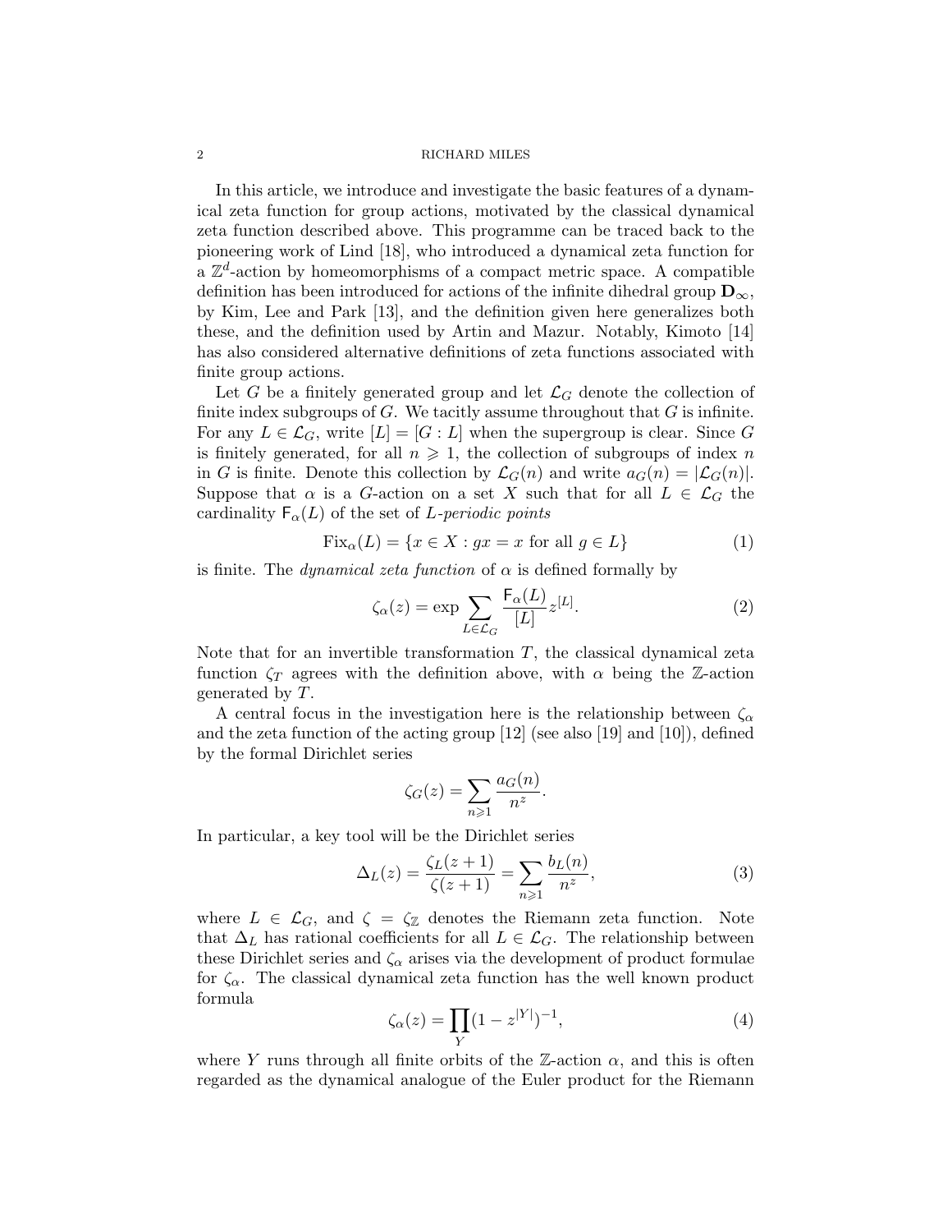In this article, we introduce and investigate the basic features of a dynamical zeta function for group actions, motivated by the classical dynamical zeta function described above. This programme can be traced back to the pioneering work of Lind [18], who introduced a dynamical zeta function for a $\mathbb{Z}^d$-action by homeomorphisms of a compact metric space. A compatible definition has been introduced for actions of the infinite dihedral group $\mathbf{D}_\infty$, by Kim, Lee and Park [13], and the definition given here generalizes both these, and the definition used by Artin and Mazur. Notably, Kimoto [14] has also considered alternative definitions of zeta functions associated with finite group actions.

Let $G$ be a finitely generated group and let $\mathcal{L}_G$ denote the collection of finite index subgroups of $G$. We tacitly assume throughout that $G$ is infinite. For any $L \in \mathcal{L}_G$, write $[L] = [G : L]$ when the supergroup is clear. Since $G$ is finitely generated, for all $n \geqslant 1$, the collection of subgroups of index $n$ in $G$ is finite. Denote this collection by $\mathcal{L}_G(n)$ and write $a_G(n) = |\mathcal{L}_G(n)|$. Suppose that $\alpha$ is a $G$-action on a set $X$ such that for all $L \in \mathcal{L}_G$ the cardinality $\mathsf{F}_\alpha(L)$ of the set of *$L$-periodic points*

$$\mathrm{Fix}_\alpha(L) = \{x \in X : gx = x \text{ for all } g \in L\} \tag{1}$$

is finite. The *dynamical zeta function* of $\alpha$ is defined formally by

$$\zeta_\alpha(z) = \exp \sum_{L \in \mathcal{L}_G} \frac{\mathsf{F}_\alpha(L)}{[L]} z^{[L]}. \tag{2}$$

Note that for an invertible transformation $T$, the classical dynamical zeta function $\zeta_T$ agrees with the definition above, with $\alpha$ being the $\mathbb{Z}$-action generated by $T$.

A central focus in the investigation here is the relationship between $\zeta_\alpha$ and the zeta function of the acting group [12] (see also [19] and [10]), defined by the formal Dirichlet series

$$\zeta_G(z) = \sum_{n \geqslant 1} \frac{a_G(n)}{n^z}.$$

In particular, a key tool will be the Dirichlet series

$$\Delta_L(z) = \frac{\zeta_L(z+1)}{\zeta(z+1)} = \sum_{n \geqslant 1} \frac{b_L(n)}{n^z}, \tag{3}$$

where $L \in \mathcal{L}_G$, and $\zeta = \zeta_\mathbb{Z}$ denotes the Riemann zeta function. Note that $\Delta_L$ has rational coefficients for all $L \in \mathcal{L}_G$. The relationship between these Dirichlet series and $\zeta_\alpha$ arises via the development of product formulae for $\zeta_\alpha$. The classical dynamical zeta function has the well known product formula

$$\zeta_\alpha(z) = \prod_Y (1 - z^{|Y|})^{-1}, \tag{4}$$

where $Y$ runs through all finite orbits of the $\mathbb{Z}$-action $\alpha$, and this is often regarded as the dynamical analogue of the Euler product for the Riemann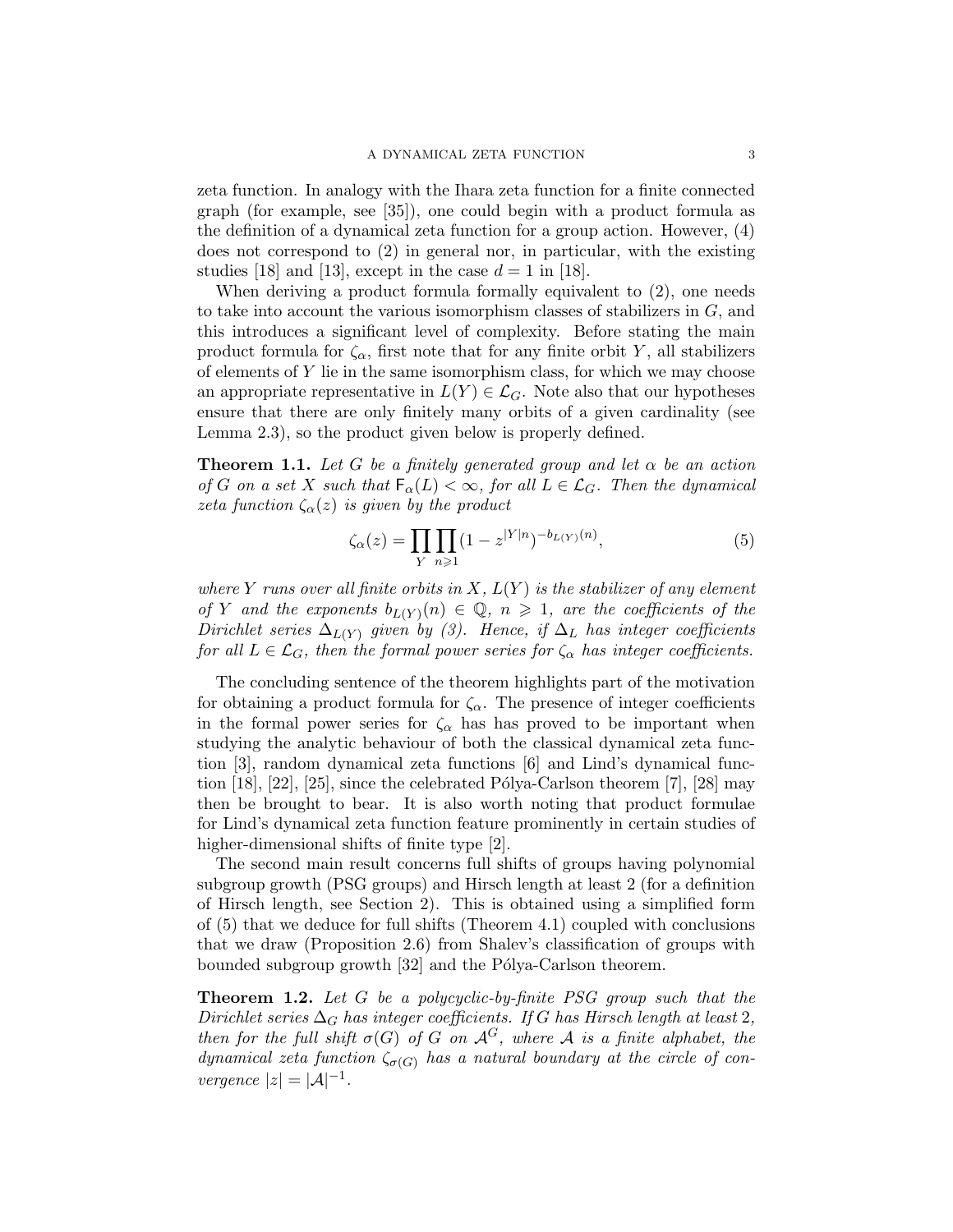zeta function. In analogy with the Ihara zeta function for a finite connected graph (for example, see [35]), one could begin with a product formula as the definition of a dynamical zeta function for a group action. However, (4) does not correspond to (2) in general nor, in particular, with the existing studies [18] and [13], except in the case $d = 1$ in [18].

When deriving a product formula formally equivalent to (2), one needs to take into account the various isomorphism classes of stabilizers in $G$, and this introduces a significant level of complexity. Before stating the main product formula for $\zeta_\alpha$, first note that for any finite orbit $Y$, all stabilizers of elements of $Y$ lie in the same isomorphism class, for which we may choose an appropriate representative in $L(Y) \in \mathcal{L}_G$. Note also that our hypotheses ensure that there are only finitely many orbits of a given cardinality (see Lemma 2.3), so the product given below is properly defined.

**Theorem 1.1.** *Let $G$ be a finitely generated group and let $\alpha$ be an action of $G$ on a set $X$ such that $\mathsf{F}_\alpha(L) < \infty$, for all $L \in \mathcal{L}_G$. Then the dynamical zeta function $\zeta_\alpha(z)$ is given by the product*

$$\zeta_\alpha(z) = \prod_{Y} \prod_{n \geqslant 1} (1 - z^{|Y|n})^{-b_{L(Y)}(n)}, \tag{5}$$

*where $Y$ runs over all finite orbits in $X$, $L(Y)$ is the stabilizer of any element of $Y$ and the exponents $b_{L(Y)}(n) \in \mathbb{Q}$, $n \geqslant 1$, are the coefficients of the Dirichlet series $\Delta_{L(Y)}$ given by (3). Hence, if $\Delta_L$ has integer coefficients for all $L \in \mathcal{L}_G$, then the formal power series for $\zeta_\alpha$ has integer coefficients.*

The concluding sentence of the theorem highlights part of the motivation for obtaining a product formula for $\zeta_\alpha$. The presence of integer coefficients in the formal power series for $\zeta_\alpha$ has has proved to be important when studying the analytic behaviour of both the classical dynamical zeta function [3], random dynamical zeta functions [6] and Lind's dynamical function [18], [22], [25], since the celebrated Pólya-Carlson theorem [7], [28] may then be brought to bear. It is also worth noting that product formulae for Lind's dynamical zeta function feature prominently in certain studies of higher-dimensional shifts of finite type [2].

The second main result concerns full shifts of groups having polynomial subgroup growth (PSG groups) and Hirsch length at least 2 (for a definition of Hirsch length, see Section 2). This is obtained using a simplified form of (5) that we deduce for full shifts (Theorem 4.1) coupled with conclusions that we draw (Proposition 2.6) from Shalev's classification of groups with bounded subgroup growth [32] and the Pólya-Carlson theorem.

**Theorem 1.2.** *Let $G$ be a polycyclic-by-finite PSG group such that the Dirichlet series $\Delta_G$ has integer coefficients. If $G$ has Hirsch length at least 2, then for the full shift $\sigma(G)$ of $G$ on $\mathcal{A}^G$, where $\mathcal{A}$ is a finite alphabet, the dynamical zeta function $\zeta_{\sigma(G)}$ has a natural boundary at the circle of convergence $|z| = |\mathcal{A}|^{-1}$.*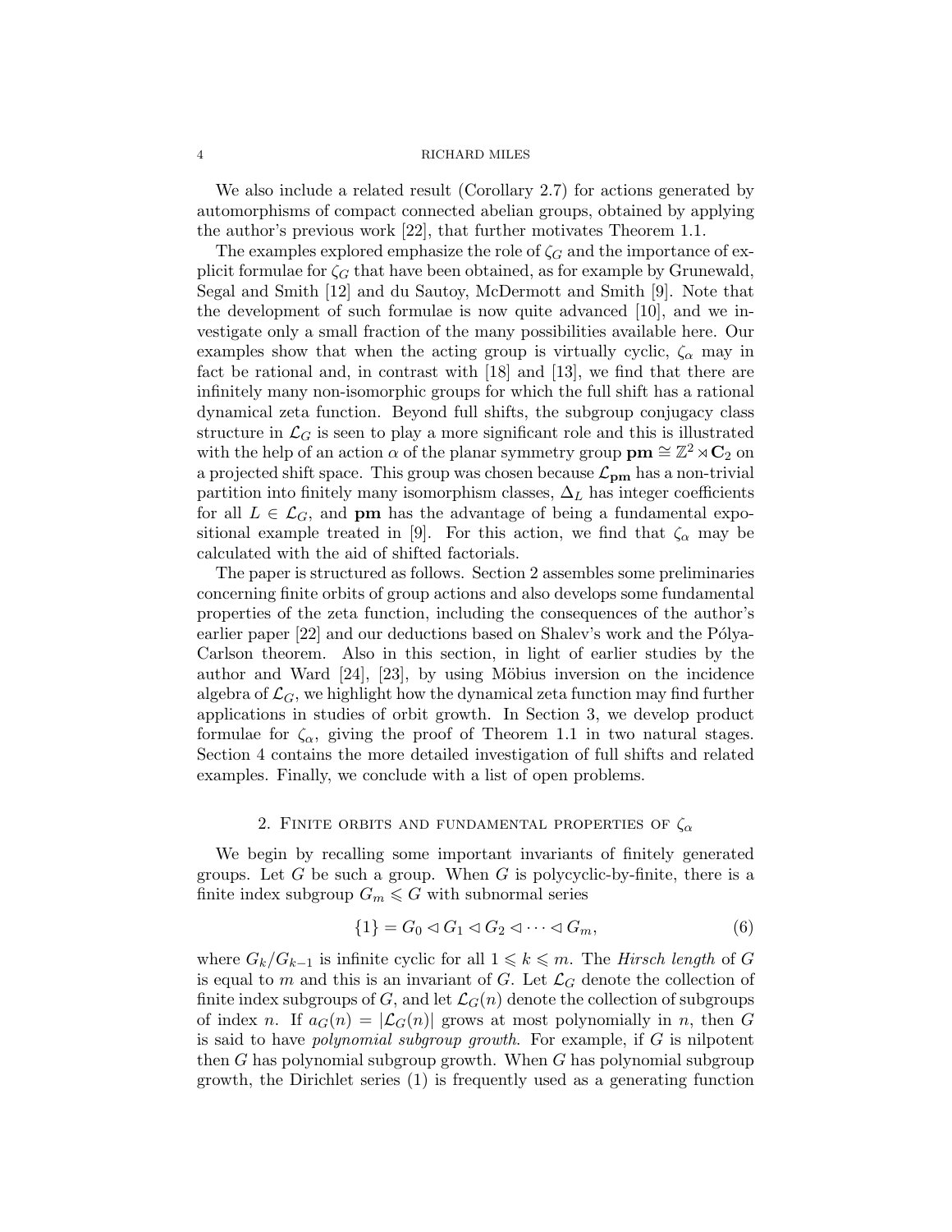We also include a related result (Corollary 2.7) for actions generated by automorphisms of compact connected abelian groups, obtained by applying the author's previous work [22], that further motivates Theorem 1.1.

The examples explored emphasize the role of $\zeta_G$ and the importance of explicit formulae for $\zeta_G$ that have been obtained, as for example by Grunewald, Segal and Smith [12] and du Sautoy, McDermott and Smith [9]. Note that the development of such formulae is now quite advanced [10], and we investigate only a small fraction of the many possibilities available here. Our examples show that when the acting group is virtually cyclic, $\zeta_\alpha$ may in fact be rational and, in contrast with [18] and [13], we find that there are infinitely many non-isomorphic groups for which the full shift has a rational dynamical zeta function. Beyond full shifts, the subgroup conjugacy class structure in $\mathcal{L}_G$ is seen to play a more significant role and this is illustrated with the help of an action $\alpha$ of the planar symmetry group $\mathbf{pm} \cong \mathbb{Z}^2 \rtimes \mathbf{C}_2$ on a projected shift space. This group was chosen because $\mathcal{L}_{\mathbf{pm}}$ has a non-trivial partition into finitely many isomorphism classes, $\Delta_L$ has integer coefficients for all $L \in \mathcal{L}_G$, and $\mathbf{pm}$ has the advantage of being a fundamental expositional example treated in [9]. For this action, we find that $\zeta_\alpha$ may be calculated with the aid of shifted factorials.

The paper is structured as follows. Section 2 assembles some preliminaries concerning finite orbits of group actions and also develops some fundamental properties of the zeta function, including the consequences of the author's earlier paper [22] and our deductions based on Shalev's work and the Pólya-Carlson theorem. Also in this section, in light of earlier studies by the author and Ward [24], [23], by using Möbius inversion on the incidence algebra of $\mathcal{L}_G$, we highlight how the dynamical zeta function may find further applications in studies of orbit growth. In Section 3, we develop product formulae for $\zeta_\alpha$, giving the proof of Theorem 1.1 in two natural stages. Section 4 contains the more detailed investigation of full shifts and related examples. Finally, we conclude with a list of open problems.

## 2. Finite orbits and fundamental properties of $\zeta_\alpha$

We begin by recalling some important invariants of finitely generated groups. Let $G$ be such a group. When $G$ is polycyclic-by-finite, there is a finite index subgroup $G_m \leqslant G$ with subnormal series

$$\{1\} = G_0 \lhd G_1 \lhd G_2 \lhd \cdots \lhd G_m, \tag{6}$$

where $G_k/G_{k-1}$ is infinite cyclic for all $1 \leqslant k \leqslant m$. The *Hirsch length* of $G$ is equal to $m$ and this is an invariant of $G$. Let $\mathcal{L}_G$ denote the collection of finite index subgroups of $G$, and let $\mathcal{L}_G(n)$ denote the collection of subgroups of index $n$. If $a_G(n) = |\mathcal{L}_G(n)|$ grows at most polynomially in $n$, then $G$ is said to have *polynomial subgroup growth*. For example, if $G$ is nilpotent then $G$ has polynomial subgroup growth. When $G$ has polynomial subgroup growth, the Dirichlet series (1) is frequently used as a generating function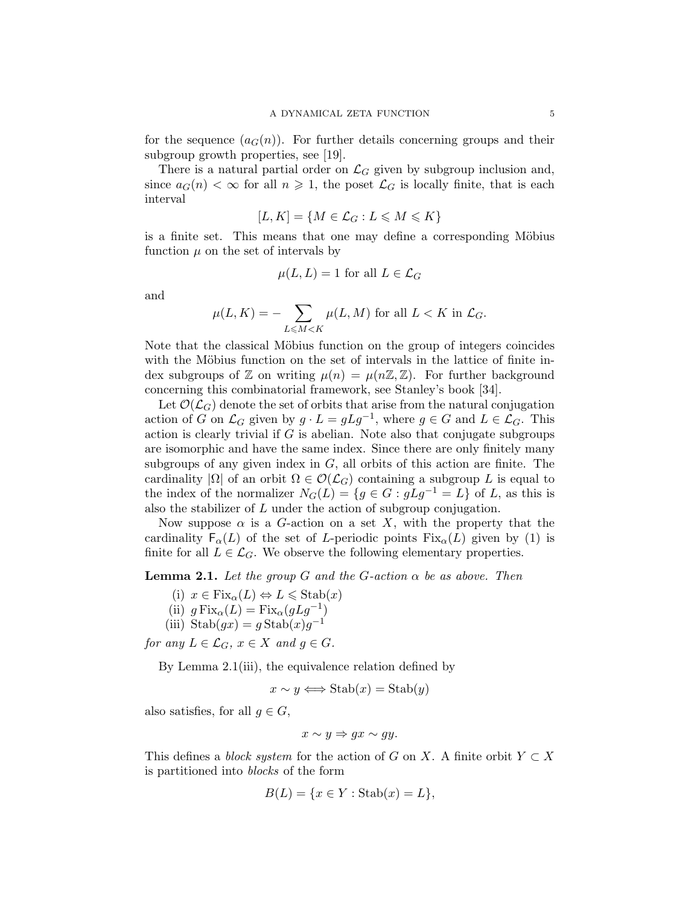for the sequence $(a_G(n))$. For further details concerning groups and their subgroup growth properties, see [19].

There is a natural partial order on $\mathcal{L}_G$ given by subgroup inclusion and, since $a_G(n) < \infty$ for all $n \geqslant 1$, the poset $\mathcal{L}_G$ is locally finite, that is each interval

$$[L, K] = \{M \in \mathcal{L}_G : L \leqslant M \leqslant K\}$$

is a finite set. This means that one may define a corresponding Möbius function $\mu$ on the set of intervals by

$$\mu(L, L) = 1 \text{ for all } L \in \mathcal{L}_G$$

and

$$\mu(L, K) = -\sum_{L \leqslant M < K} \mu(L, M) \text{ for all } L < K \text{ in } \mathcal{L}_G.$$

Note that the classical Möbius function on the group of integers coincides with the Möbius function on the set of intervals in the lattice of finite index subgroups of $\mathbb{Z}$ on writing $\mu(n) = \mu(n\mathbb{Z}, \mathbb{Z})$. For further background concerning this combinatorial framework, see Stanley's book [34].

Let $\mathcal{O}(\mathcal{L}_G)$ denote the set of orbits that arise from the natural conjugation action of $G$ on $\mathcal{L}_G$ given by $g \cdot L = gLg^{-1}$, where $g \in G$ and $L \in \mathcal{L}_G$. This action is clearly trivial if $G$ is abelian. Note also that conjugate subgroups are isomorphic and have the same index. Since there are only finitely many subgroups of any given index in $G$, all orbits of this action are finite. The cardinality $|\Omega|$ of an orbit $\Omega \in \mathcal{O}(\mathcal{L}_G)$ containing a subgroup $L$ is equal to the index of the normalizer $N_G(L) = \{g \in G : gLg^{-1} = L\}$ of $L$, as this is also the stabilizer of $L$ under the action of subgroup conjugation.

Now suppose $\alpha$ is a $G$-action on a set $X$, with the property that the cardinality $\mathsf{F}_\alpha(L)$ of the set of $L$-periodic points $\mathrm{Fix}_\alpha(L)$ given by (1) is finite for all $L \in \mathcal{L}_G$. We observe the following elementary properties.

**Lemma 2.1.** *Let the group $G$ and the $G$-action $\alpha$ be as above. Then*

(i) $x \in \mathrm{Fix}_\alpha(L) \Leftrightarrow L \leqslant \mathrm{Stab}(x)$
(ii) $g\,\mathrm{Fix}_\alpha(L) = \mathrm{Fix}_\alpha(gLg^{-1})$
(iii) $\mathrm{Stab}(gx) = g\,\mathrm{Stab}(x)g^{-1}$

*for any $L \in \mathcal{L}_G$, $x \in X$ and $g \in G$.*

By Lemma 2.1(iii), the equivalence relation defined by

$$x \sim y \Longleftrightarrow \mathrm{Stab}(x) = \mathrm{Stab}(y)$$

also satisfies, for all $g \in G$,

$$x \sim y \Rightarrow gx \sim gy.$$

This defines a *block system* for the action of $G$ on $X$. A finite orbit $Y \subset X$ is partitioned into *blocks* of the form

$$B(L) = \{x \in Y : \mathrm{Stab}(x) = L\},$$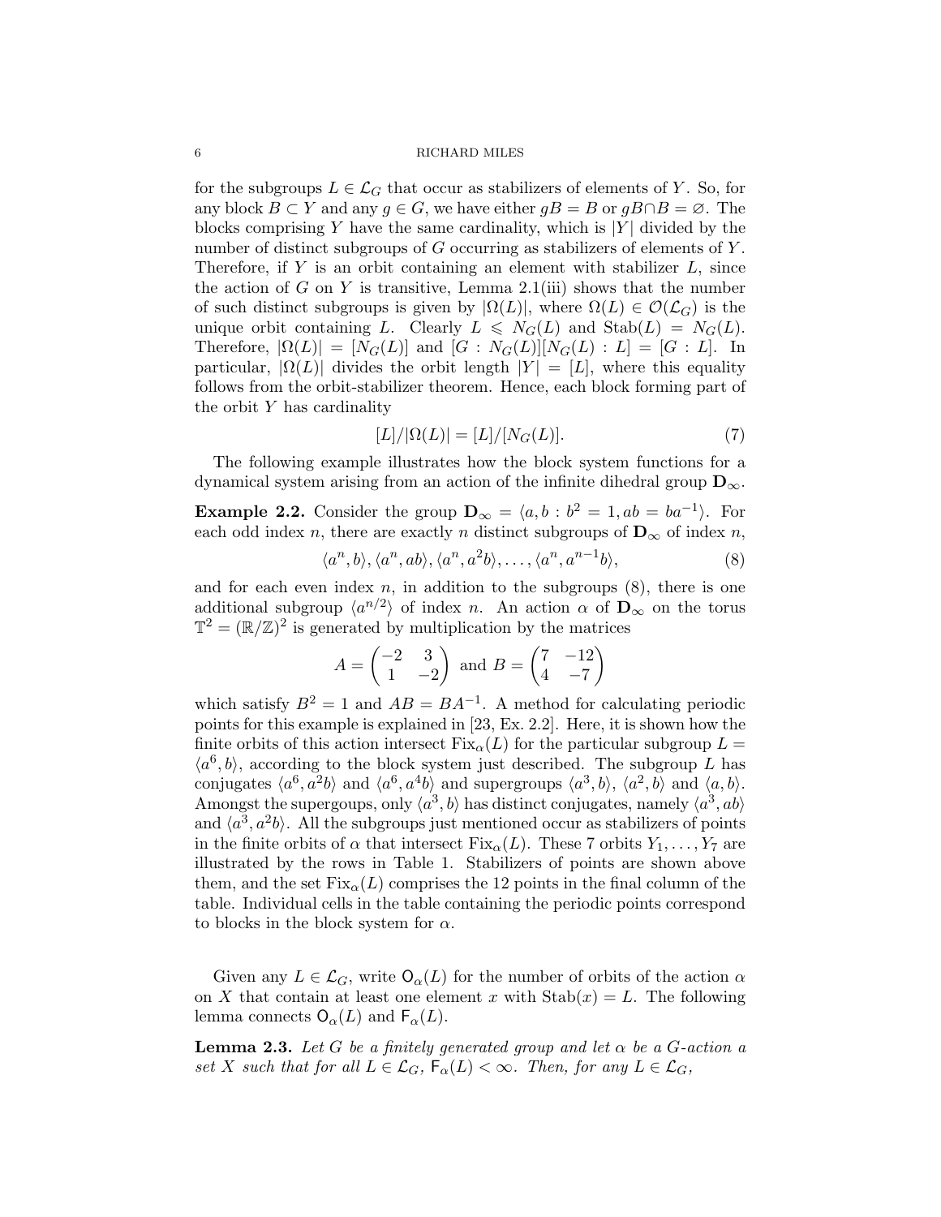for the subgroups $L \in \mathcal{L}_G$ that occur as stabilizers of elements of $Y$. So, for any block $B \subset Y$ and any $g \in G$, we have either $gB = B$ or $gB \cap B = \varnothing$. The blocks comprising $Y$ have the same cardinality, which is $|Y|$ divided by the number of distinct subgroups of $G$ occurring as stabilizers of elements of $Y$. Therefore, if $Y$ is an orbit containing an element with stabilizer $L$, since the action of $G$ on $Y$ is transitive, Lemma 2.1(iii) shows that the number of such distinct subgroups is given by $|\Omega(L)|$, where $\Omega(L) \in \mathcal{O}(\mathcal{L}_G)$ is the unique orbit containing $L$. Clearly $L \leqslant N_G(L)$ and $\mathrm{Stab}(L) = N_G(L)$. Therefore, $|\Omega(L)| = [N_G(L)]$ and $[G : N_G(L)][N_G(L) : L] = [G : L]$. In particular, $|\Omega(L)|$ divides the orbit length $|Y| = [L]$, where this equality follows from the orbit-stabilizer theorem. Hence, each block forming part of the orbit $Y$ has cardinality

$$[L]/|\Omega(L)| = [L]/[N_G(L)]. \tag{7}$$

The following example illustrates how the block system functions for a dynamical system arising from an action of the infinite dihedral group $\mathbf{D}_\infty$.

**Example 2.2.** Consider the group $\mathbf{D}_\infty = \langle a, b : b^2 = 1, ab = ba^{-1}\rangle$. For each odd index $n$, there are exactly $n$ distinct subgroups of $\mathbf{D}_\infty$ of index $n$,

$$\langle a^n, b\rangle, \langle a^n, ab\rangle, \langle a^n, a^2b\rangle, \ldots, \langle a^n, a^{n-1}b\rangle, \tag{8}$$

and for each even index $n$, in addition to the subgroups (8), there is one additional subgroup $\langle a^{n/2}\rangle$ of index $n$. An action $\alpha$ of $\mathbf{D}_\infty$ on the torus $\mathbb{T}^2 = (\mathbb{R}/\mathbb{Z})^2$ is generated by multiplication by the matrices

$$A = \begin{pmatrix} -2 & 3 \\ 1 & -2 \end{pmatrix} \text{ and } B = \begin{pmatrix} 7 & -12 \\ 4 & -7 \end{pmatrix}$$

which satisfy $B^2 = 1$ and $AB = BA^{-1}$. A method for calculating periodic points for this example is explained in [23, Ex. 2.2]. Here, it is shown how the finite orbits of this action intersect $\mathrm{Fix}_\alpha(L)$ for the particular subgroup $L = \langle a^6, b\rangle$, according to the block system just described. The subgroup $L$ has conjugates $\langle a^6, a^2b\rangle$ and $\langle a^6, a^4b\rangle$ and supergroups $\langle a^3, b\rangle$, $\langle a^2, b\rangle$ and $\langle a, b\rangle$. Amongst the supergoups, only $\langle a^3, b\rangle$ has distinct conjugates, namely $\langle a^3, ab\rangle$ and $\langle a^3, a^2b\rangle$. All the subgroups just mentioned occur as stabilizers of points in the finite orbits of $\alpha$ that intersect $\mathrm{Fix}_\alpha(L)$. These 7 orbits $Y_1, \ldots, Y_7$ are illustrated by the rows in Table 1. Stabilizers of points are shown above them, and the set $\mathrm{Fix}_\alpha(L)$ comprises the 12 points in the final column of the table. Individual cells in the table containing the periodic points correspond to blocks in the block system for $\alpha$.

Given any $L \in \mathcal{L}_G$, write $\mathsf{O}_\alpha(L)$ for the number of orbits of the action $\alpha$ on $X$ that contain at least one element $x$ with $\mathrm{Stab}(x) = L$. The following lemma connects $\mathsf{O}_\alpha(L)$ and $\mathsf{F}_\alpha(L)$.

**Lemma 2.3.** *Let $G$ be a finitely generated group and let $\alpha$ be a $G$-action a set $X$ such that for all $L \in \mathcal{L}_G$, $\mathsf{F}_\alpha(L) < \infty$. Then, for any $L \in \mathcal{L}_G$,*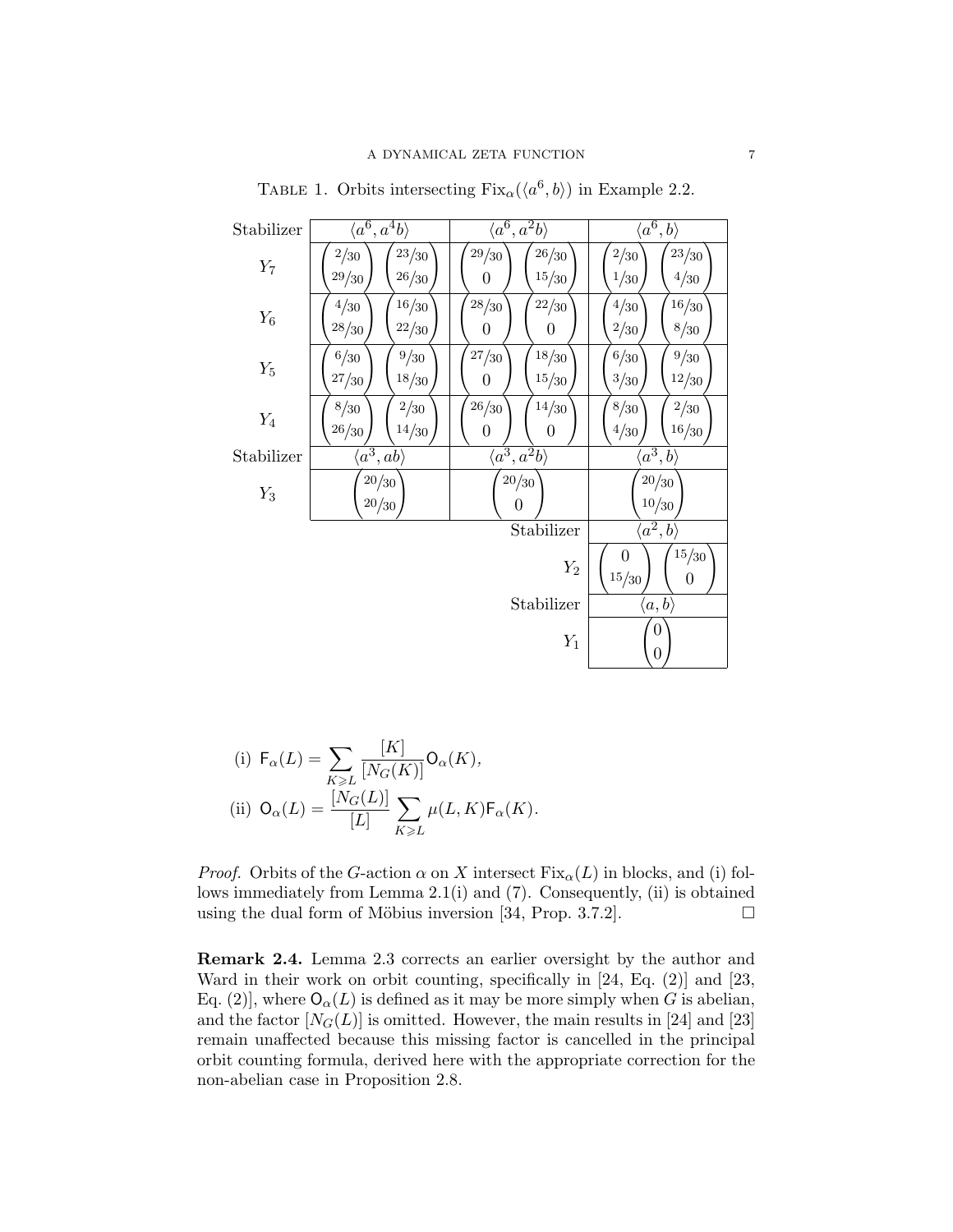TABLE 1. Orbits intersecting $\mathrm{Fix}_\alpha(\langle a^6, b\rangle)$ in Example 2.2.

| Stabilizer | $\langle a^6, a^4b\rangle$ | $\langle a^6, a^2b\rangle$ | $\langle a^6, b\rangle$ |
|---|---|---|---|
| $Y_7$ | $\begin{pmatrix} 2/30 \\ 29/30 \end{pmatrix}$ $\begin{pmatrix} 23/30 \\ 26/30 \end{pmatrix}$ | $\begin{pmatrix} 29/30 \\ 0 \end{pmatrix}$ $\begin{pmatrix} 26/30 \\ 15/30 \end{pmatrix}$ | $\begin{pmatrix} 2/30 \\ 1/30 \end{pmatrix}$ $\begin{pmatrix} 23/30 \\ 4/30 \end{pmatrix}$ |
| $Y_6$ | $\begin{pmatrix} 4/30 \\ 28/30 \end{pmatrix}$ $\begin{pmatrix} 16/30 \\ 22/30 \end{pmatrix}$ | $\begin{pmatrix} 28/30 \\ 0 \end{pmatrix}$ $\begin{pmatrix} 22/30 \\ 0 \end{pmatrix}$ | $\begin{pmatrix} 4/30 \\ 2/30 \end{pmatrix}$ $\begin{pmatrix} 16/30 \\ 8/30 \end{pmatrix}$ |
| $Y_5$ | $\begin{pmatrix} 6/30 \\ 27/30 \end{pmatrix}$ $\begin{pmatrix} 9/30 \\ 18/30 \end{pmatrix}$ | $\begin{pmatrix} 27/30 \\ 0 \end{pmatrix}$ $\begin{pmatrix} 18/30 \\ 15/30 \end{pmatrix}$ | $\begin{pmatrix} 6/30 \\ 3/30 \end{pmatrix}$ $\begin{pmatrix} 9/30 \\ 12/30 \end{pmatrix}$ |
| $Y_4$ | $\begin{pmatrix} 8/30 \\ 26/30 \end{pmatrix}$ $\begin{pmatrix} 2/30 \\ 14/30 \end{pmatrix}$ | $\begin{pmatrix} 26/30 \\ 0 \end{pmatrix}$ $\begin{pmatrix} 14/30 \\ 0 \end{pmatrix}$ | $\begin{pmatrix} 8/30 \\ 4/30 \end{pmatrix}$ $\begin{pmatrix} 2/30 \\ 16/30 \end{pmatrix}$ |
| Stabilizer | $\langle a^3, ab\rangle$ | $\langle a^3, a^2b\rangle$ | $\langle a^3, b\rangle$ |
| $Y_3$ | $\begin{pmatrix} 20/30 \\ 20/30 \end{pmatrix}$ | $\begin{pmatrix} 20/30 \\ 0 \end{pmatrix}$ | $\begin{pmatrix} 20/30 \\ 10/30 \end{pmatrix}$ |
| | | Stabilizer | $\langle a^2, b\rangle$ |
| | | $Y_2$ | $\begin{pmatrix} 0 \\ 15/30 \end{pmatrix}$ $\begin{pmatrix} 15/30 \\ 0 \end{pmatrix}$ |
| | | Stabilizer | $\langle a, b\rangle$ |
| | | $Y_1$ | $\begin{pmatrix} 0 \\ 0 \end{pmatrix}$ |

(i) $\mathsf{F}_\alpha(L) = \displaystyle\sum_{K \geqslant L} \frac{[K]}{[N_G(K)]} \mathsf{O}_\alpha(K)$,

(ii) $\mathsf{O}_\alpha(L) = \displaystyle\frac{[N_G(L)]}{[L]} \sum_{K \geqslant L} \mu(L, K) \mathsf{F}_\alpha(K)$.

*Proof.* Orbits of the $G$-action $\alpha$ on $X$ intersect $\mathrm{Fix}_\alpha(L)$ in blocks, and (i) follows immediately from Lemma 2.1(i) and (7). Consequently, (ii) is obtained using the dual form of Möbius inversion [34, Prop. 3.7.2]. □

**Remark 2.4.** Lemma 2.3 corrects an earlier oversight by the author and Ward in their work on orbit counting, specifically in [24, Eq. (2)] and [23, Eq. (2)], where $\mathsf{O}_\alpha(L)$ is defined as it may be more simply when $G$ is abelian, and the factor $[N_G(L)]$ is omitted. However, the main results in [24] and [23] remain unaffected because this missing factor is cancelled in the principal orbit counting formula, derived here with the appropriate correction for the non-abelian case in Proposition 2.8.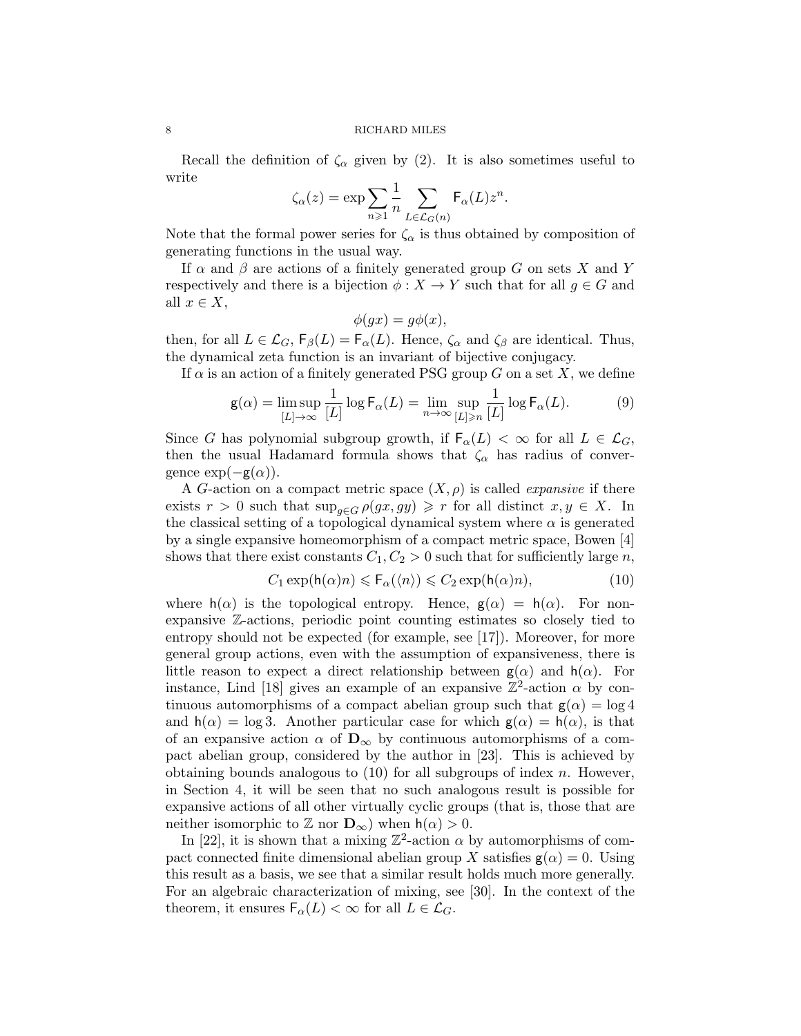Recall the definition of $\zeta_\alpha$ given by (2). It is also sometimes useful to write

$$\zeta_\alpha(z) = \exp \sum_{n \geqslant 1} \frac{1}{n} \sum_{L \in \mathcal{L}_G(n)} \mathsf{F}_\alpha(L) z^n.$$

Note that the formal power series for $\zeta_\alpha$ is thus obtained by composition of generating functions in the usual way.

If $\alpha$ and $\beta$ are actions of a finitely generated group $G$ on sets $X$ and $Y$ respectively and there is a bijection $\phi : X \to Y$ such that for all $g \in G$ and all $x \in X$,

$$\phi(gx) = g\phi(x),$$

then, for all $L \in \mathcal{L}_G$, $\mathsf{F}_\beta(L) = \mathsf{F}_\alpha(L)$. Hence, $\zeta_\alpha$ and $\zeta_\beta$ are identical. Thus, the dynamical zeta function is an invariant of bijective conjugacy.

If $\alpha$ is an action of a finitely generated PSG group $G$ on a set $X$, we define

$$\mathsf{g}(\alpha) = \limsup_{[L] \to \infty} \frac{1}{[L]} \log \mathsf{F}_\alpha(L) = \lim_{n \to \infty} \sup_{[L] \geqslant n} \frac{1}{[L]} \log \mathsf{F}_\alpha(L). \tag{9}$$

Since $G$ has polynomial subgroup growth, if $\mathsf{F}_\alpha(L) < \infty$ for all $L \in \mathcal{L}_G$, then the usual Hadamard formula shows that $\zeta_\alpha$ has radius of convergence $\exp(-\mathsf{g}(\alpha))$.

A $G$-action on a compact metric space $(X, \rho)$ is called *expansive* if there exists $r > 0$ such that $\sup_{g \in G} \rho(gx, gy) \geqslant r$ for all distinct $x, y \in X$. In the classical setting of a topological dynamical system where $\alpha$ is generated by a single expansive homeomorphism of a compact metric space, Bowen [4] shows that there exist constants $C_1, C_2 > 0$ such that for sufficiently large $n$,

$$C_1 \exp(\mathsf{h}(\alpha)n) \leqslant \mathsf{F}_\alpha(\langle n \rangle) \leqslant C_2 \exp(\mathsf{h}(\alpha)n), \tag{10}$$

where $\mathsf{h}(\alpha)$ is the topological entropy. Hence, $\mathsf{g}(\alpha) = \mathsf{h}(\alpha)$. For non-expansive $\mathbb{Z}$-actions, periodic point counting estimates so closely tied to entropy should not be expected (for example, see [17]). Moreover, for more general group actions, even with the assumption of expansiveness, there is little reason to expect a direct relationship between $\mathsf{g}(\alpha)$ and $\mathsf{h}(\alpha)$. For instance, Lind [18] gives an example of an expansive $\mathbb{Z}^2$-action $\alpha$ by continuous automorphisms of a compact abelian group such that $\mathsf{g}(\alpha) = \log 4$ and $\mathsf{h}(\alpha) = \log 3$. Another particular case for which $\mathsf{g}(\alpha) = \mathsf{h}(\alpha)$, is that of an expansive action $\alpha$ of $\mathbf{D}_\infty$ by continuous automorphisms of a compact abelian group, considered by the author in [23]. This is achieved by obtaining bounds analogous to (10) for all subgroups of index $n$. However, in Section 4, it will be seen that no such analogous result is possible for expansive actions of all other virtually cyclic groups (that is, those that are neither isomorphic to $\mathbb{Z}$ nor $\mathbf{D}_\infty$) when $\mathsf{h}(\alpha) > 0$.

In [22], it is shown that a mixing $\mathbb{Z}^2$-action $\alpha$ by automorphisms of compact connected finite dimensional abelian group $X$ satisfies $\mathsf{g}(\alpha) = 0$. Using this result as a basis, we see that a similar result holds much more generally. For an algebraic characterization of mixing, see [30]. In the context of the theorem, it ensures $\mathsf{F}_\alpha(L) < \infty$ for all $L \in \mathcal{L}_G$.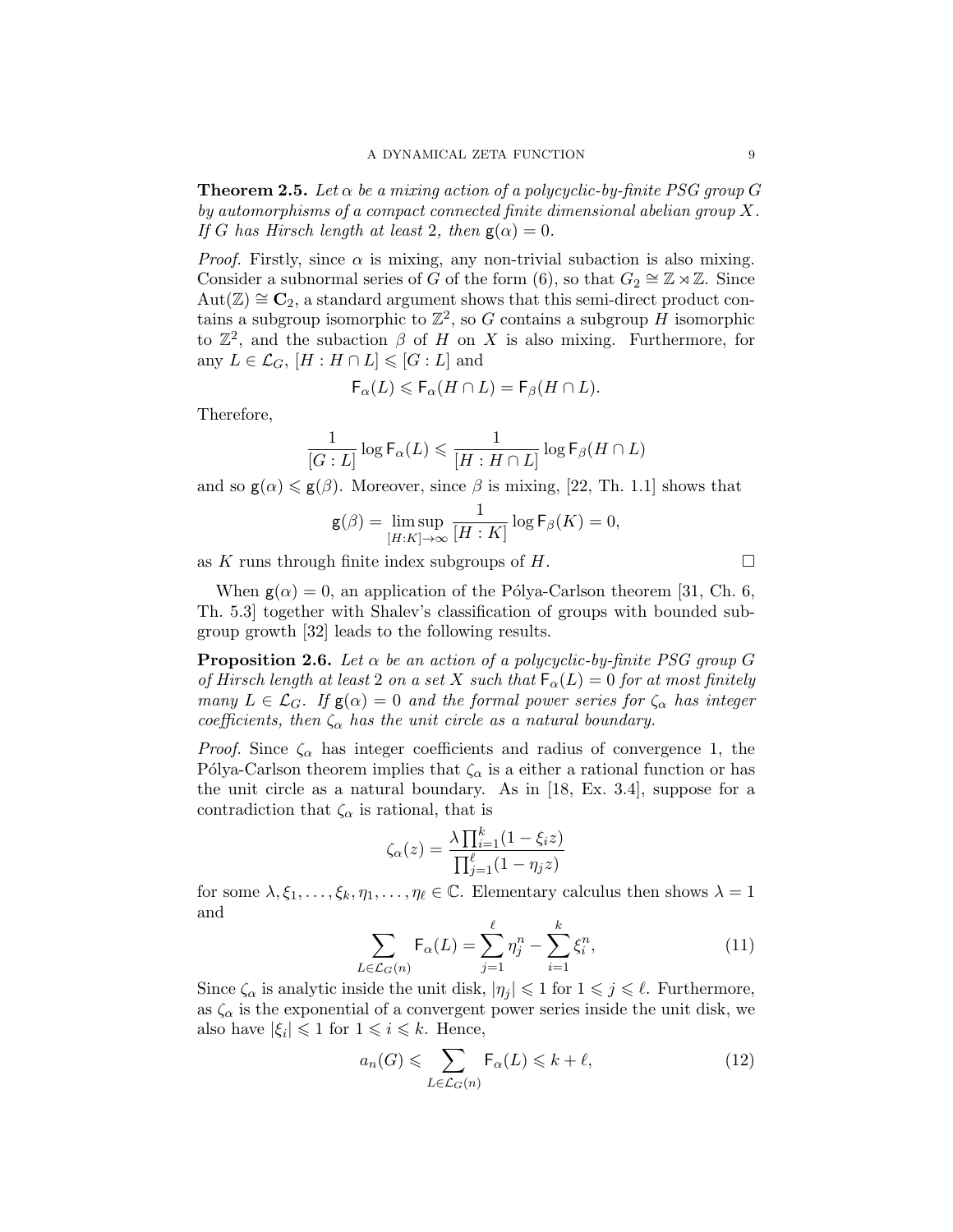**Theorem 2.5.** *Let $\alpha$ be a mixing action of a polycyclic-by-finite PSG group $G$ by automorphisms of a compact connected finite dimensional abelian group $X$. If $G$ has Hirsch length at least 2, then $\mathsf{g}(\alpha) = 0$.*

*Proof.* Firstly, since $\alpha$ is mixing, any non-trivial subaction is also mixing. Consider a subnormal series of $G$ of the form (6), so that $G_2 \cong \mathbb{Z} \rtimes \mathbb{Z}$. Since $\mathrm{Aut}(\mathbb{Z}) \cong \mathbf{C}_2$, a standard argument shows that this semi-direct product contains a subgroup isomorphic to $\mathbb{Z}^2$, so $G$ contains a subgroup $H$ isomorphic to $\mathbb{Z}^2$, and the subaction $\beta$ of $H$ on $X$ is also mixing. Furthermore, for any $L \in \mathcal{L}_G$, $[H : H \cap L] \leqslant [G : L]$ and

$$\mathsf{F}_\alpha(L) \leqslant \mathsf{F}_\alpha(H \cap L) = \mathsf{F}_\beta(H \cap L).$$

Therefore,

$$\frac{1}{[G:L]} \log \mathsf{F}_\alpha(L) \leqslant \frac{1}{[H : H \cap L]} \log \mathsf{F}_\beta(H \cap L)$$

and so $\mathsf{g}(\alpha) \leqslant \mathsf{g}(\beta)$. Moreover, since $\beta$ is mixing, [22, Th. 1.1] shows that

$$\mathsf{g}(\beta) = \limsup_{[H:K]\to\infty} \frac{1}{[H:K]} \log \mathsf{F}_\beta(K) = 0,$$

as $K$ runs through finite index subgroups of $H$. □

When $\mathsf{g}(\alpha) = 0$, an application of the Pólya-Carlson theorem [31, Ch. 6, Th. 5.3] together with Shalev's classification of groups with bounded subgroup growth [32] leads to the following results.

**Proposition 2.6.** *Let $\alpha$ be an action of a polycyclic-by-finite PSG group $G$ of Hirsch length at least 2 on a set $X$ such that $\mathsf{F}_\alpha(L) = 0$ for at most finitely many $L \in \mathcal{L}_G$. If $\mathsf{g}(\alpha) = 0$ and the formal power series for $\zeta_\alpha$ has integer coefficients, then $\zeta_\alpha$ has the unit circle as a natural boundary.*

*Proof.* Since $\zeta_\alpha$ has integer coefficients and radius of convergence 1, the Pólya-Carlson theorem implies that $\zeta_\alpha$ is a either a rational function or has the unit circle as a natural boundary. As in [18, Ex. 3.4], suppose for a contradiction that $\zeta_\alpha$ is rational, that is

$$\zeta_\alpha(z) = \frac{\lambda \prod_{i=1}^{k}(1 - \xi_i z)}{\prod_{j=1}^{\ell}(1 - \eta_j z)}$$

for some $\lambda, \xi_1, \ldots, \xi_k, \eta_1, \ldots, \eta_\ell \in \mathbb{C}$. Elementary calculus then shows $\lambda = 1$ and

$$\sum_{L \in \mathcal{L}_G(n)} \mathsf{F}_\alpha(L) = \sum_{j=1}^{\ell} \eta_j^n - \sum_{i=1}^{k} \xi_i^n, \tag{11}$$

Since $\zeta_\alpha$ is analytic inside the unit disk, $|\eta_j| \leqslant 1$ for $1 \leqslant j \leqslant \ell$. Furthermore, as $\zeta_\alpha$ is the exponential of a convergent power series inside the unit disk, we also have $|\xi_i| \leqslant 1$ for $1 \leqslant i \leqslant k$. Hence,

$$a_n(G) \leqslant \sum_{L \in \mathcal{L}_G(n)} \mathsf{F}_\alpha(L) \leqslant k + \ell, \tag{12}$$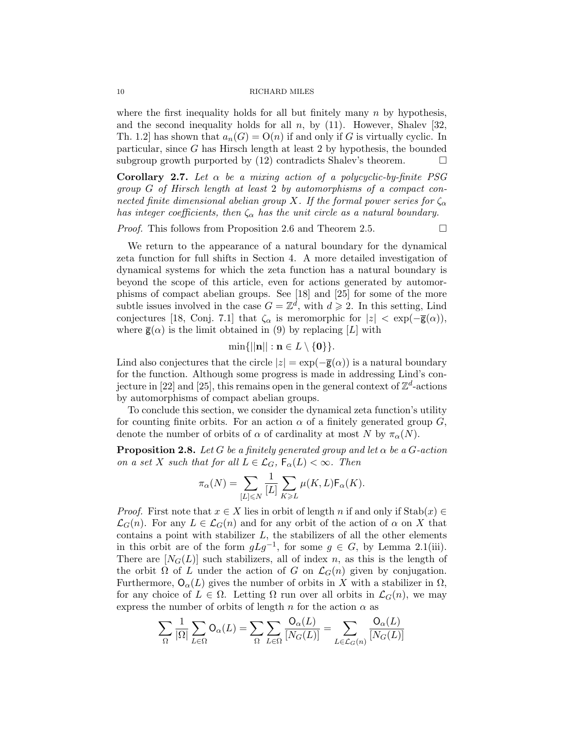where the first inequality holds for all but finitely many $n$ by hypothesis, and the second inequality holds for all $n$, by (11). However, Shalev [32, Th. 1.2] has shown that $a_n(G) = \mathrm{O}(n)$ if and only if $G$ is virtually cyclic. In particular, since $G$ has Hirsch length at least 2 by hypothesis, the bounded subgroup growth purported by (12) contradicts Shalev's theorem. $\square$

**Corollary 2.7.** *Let $\alpha$ be a mixing action of a polycyclic-by-finite PSG group $G$ of Hirsch length at least 2 by automorphisms of a compact connected finite dimensional abelian group $X$. If the formal power series for $\zeta_\alpha$ has integer coefficients, then $\zeta_\alpha$ has the unit circle as a natural boundary.*

*Proof.* This follows from Proposition 2.6 and Theorem 2.5. $\square$

We return to the appearance of a natural boundary for the dynamical zeta function for full shifts in Section 4. A more detailed investigation of dynamical systems for which the zeta function has a natural boundary is beyond the scope of this article, even for actions generated by automorphisms of compact abelian groups. See [18] and [25] for some of the more subtle issues involved in the case $G = \mathbb{Z}^d$, with $d \geqslant 2$. In this setting, Lind conjectures [18, Conj. 7.1] that $\zeta_\alpha$ is meromorphic for $|z| < \exp(-\overline{\mathsf{g}}(\alpha))$, where $\overline{\mathsf{g}}(\alpha)$ is the limit obtained in (9) by replacing $[L]$ with

$$\min\{||\mathbf{n}|| : \mathbf{n} \in L \setminus \{\mathbf{0}\}\}.$$

Lind also conjectures that the circle $|z| = \exp(-\overline{\mathsf{g}}(\alpha))$ is a natural boundary for the function. Although some progress is made in addressing Lind's conjecture in [22] and [25], this remains open in the general context of $\mathbb{Z}^d$-actions by automorphisms of compact abelian groups.

To conclude this section, we consider the dynamical zeta function's utility for counting finite orbits. For an action $\alpha$ of a finitely generated group $G$, denote the number of orbits of $\alpha$ of cardinality at most $N$ by $\pi_\alpha(N)$.

**Proposition 2.8.** *Let $G$ be a finitely generated group and let $\alpha$ be a $G$-action on a set $X$ such that for all $L \in \mathcal{L}_G$, $\mathsf{F}_\alpha(L) < \infty$. Then*

$$\pi_\alpha(N) = \sum_{[L] \leqslant N} \frac{1}{[L]} \sum_{K \geqslant L} \mu(K, L) \mathsf{F}_\alpha(K).$$

*Proof.* First note that $x \in X$ lies in orbit of length $n$ if and only if $\mathrm{Stab}(x) \in \mathcal{L}_G(n)$. For any $L \in \mathcal{L}_G(n)$ and for any orbit of the action of $\alpha$ on $X$ that contains a point with stabilizer $L$, the stabilizers of all the other elements in this orbit are of the form $gLg^{-1}$, for some $g \in G$, by Lemma 2.1(iii). There are $[N_G(L)]$ such stabilizers, all of index $n$, as this is the length of the orbit $\Omega$ of $L$ under the action of $G$ on $\mathcal{L}_G(n)$ given by conjugation. Furthermore, $\mathsf{O}_\alpha(L)$ gives the number of orbits in $X$ with a stabilizer in $\Omega$, for any choice of $L \in \Omega$. Letting $\Omega$ run over all orbits in $\mathcal{L}_G(n)$, we may express the number of orbits of length $n$ for the action $\alpha$ as

$$\sum_{\Omega} \frac{1}{|\Omega|} \sum_{L \in \Omega} \mathsf{O}_\alpha(L) = \sum_{\Omega} \sum_{L \in \Omega} \frac{\mathsf{O}_\alpha(L)}{[N_G(L)]} = \sum_{L \in \mathcal{L}_G(n)} \frac{\mathsf{O}_\alpha(L)}{[N_G(L)]}$$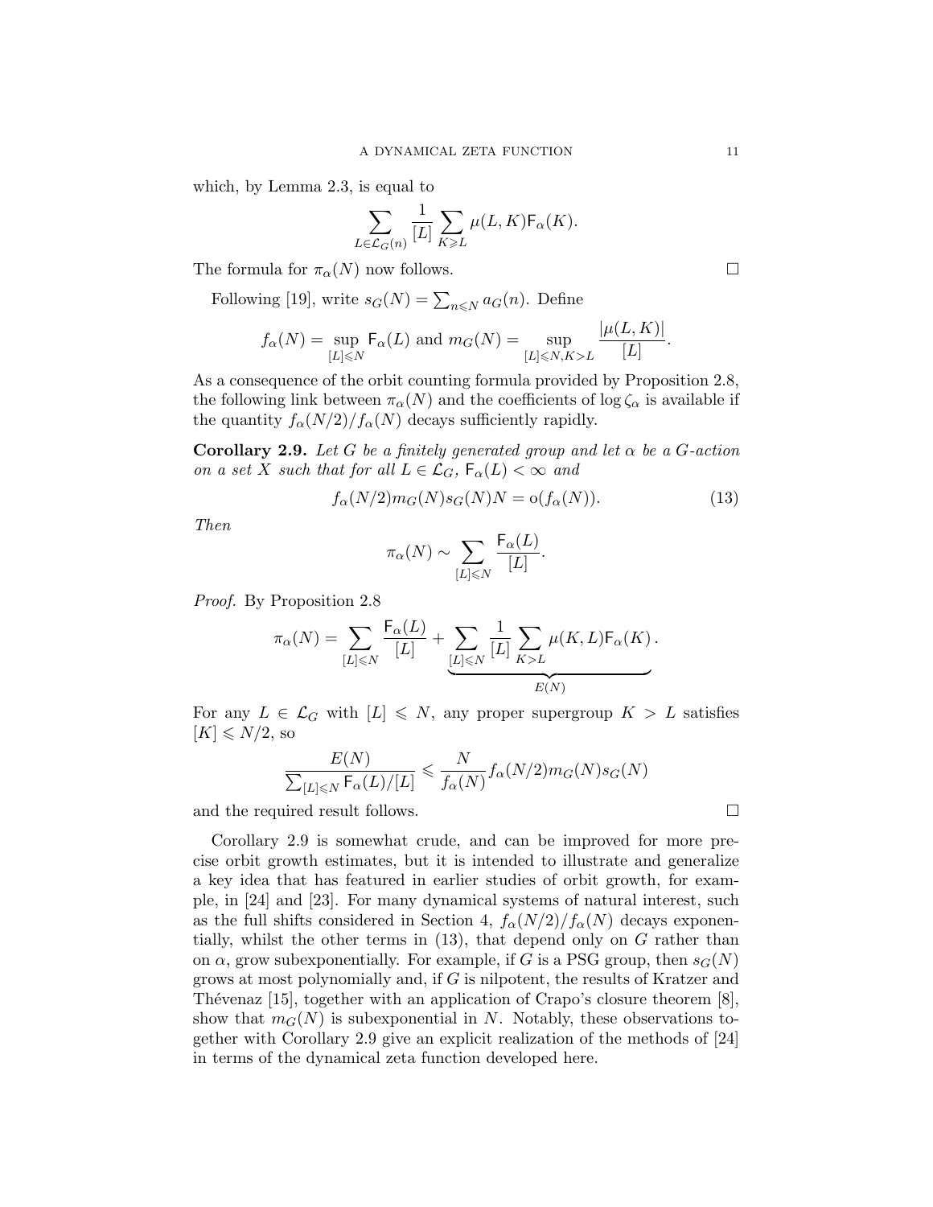which, by Lemma 2.3, is equal to

$$\sum_{L\in\mathcal{L}_G(n)} \frac{1}{[L]} \sum_{K\geqslant L} \mu(L,K)\mathsf{F}_\alpha(K).$$

The formula for $\pi_\alpha(N)$ now follows. □

Following [19], write $s_G(N) = \sum_{n\leqslant N} a_G(n)$. Define

$$f_\alpha(N) = \sup_{[L]\leqslant N} \mathsf{F}_\alpha(L) \text{ and } m_G(N) = \sup_{[L]\leqslant N, K>L} \frac{|\mu(L,K)|}{[L]}.$$

As a consequence of the orbit counting formula provided by Proposition 2.8, the following link between $\pi_\alpha(N)$ and the coefficients of $\log\zeta_\alpha$ is available if the quantity $f_\alpha(N/2)/f_\alpha(N)$ decays sufficiently rapidly.

**Corollary 2.9.** *Let $G$ be a finitely generated group and let $\alpha$ be a $G$-action on a set $X$ such that for all $L\in\mathcal{L}_G$, $\mathsf{F}_\alpha(L)<\infty$ and*

$$f_\alpha(N/2)m_G(N)s_G(N)N = \mathrm{o}(f_\alpha(N)). \tag{13}$$

*Then*

$$\pi_\alpha(N) \sim \sum_{[L]\leqslant N} \frac{\mathsf{F}_\alpha(L)}{[L]}.$$

*Proof.* By Proposition 2.8

$$\pi_\alpha(N) = \sum_{[L]\leqslant N} \frac{\mathsf{F}_\alpha(L)}{[L]} + \underbrace{\sum_{[L]\leqslant N} \frac{1}{[L]} \sum_{K>L} \mu(K,L)\mathsf{F}_\alpha(K)}_{E(N)}.$$

For any $L\in\mathcal{L}_G$ with $[L]\leqslant N$, any proper supergroup $K>L$ satisfies $[K]\leqslant N/2$, so

$$\frac{E(N)}{\sum_{[L]\leqslant N}\mathsf{F}_\alpha(L)/[L]} \leqslant \frac{N}{f_\alpha(N)} f_\alpha(N/2)m_G(N)s_G(N)$$

and the required result follows. □

Corollary 2.9 is somewhat crude, and can be improved for more precise orbit growth estimates, but it is intended to illustrate and generalize a key idea that has featured in earlier studies of orbit growth, for example, in [24] and [23]. For many dynamical systems of natural interest, such as the full shifts considered in Section 4, $f_\alpha(N/2)/f_\alpha(N)$ decays exponentially, whilst the other terms in (13), that depend only on $G$ rather than on $\alpha$, grow subexponentially. For example, if $G$ is a PSG group, then $s_G(N)$ grows at most polynomially and, if $G$ is nilpotent, the results of Kratzer and Thévenaz [15], together with an application of Crapo's closure theorem [8], show that $m_G(N)$ is subexponential in $N$. Notably, these observations together with Corollary 2.9 give an explicit realization of the methods of [24] in terms of the dynamical zeta function developed here.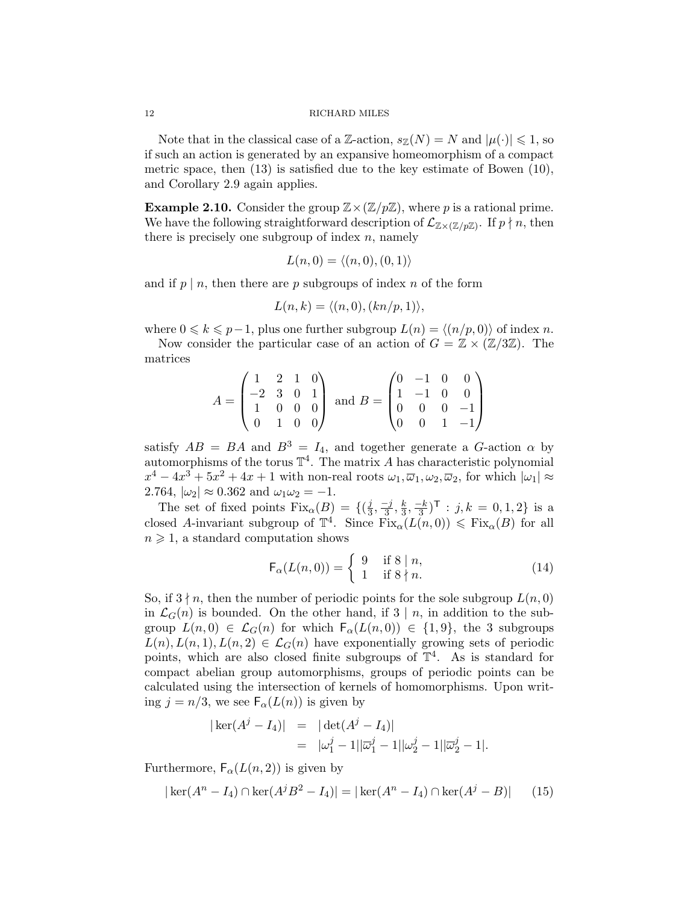Note that in the classical case of a $\mathbb{Z}$-action, $s_{\mathbb{Z}}(N) = N$ and $|\mu(\cdot)| \leqslant 1$, so if such an action is generated by an expansive homeomorphism of a compact metric space, then (13) is satisfied due to the key estimate of Bowen (10), and Corollary 2.9 again applies.

**Example 2.10.** Consider the group $\mathbb{Z} \times (\mathbb{Z}/p\mathbb{Z})$, where $p$ is a rational prime. We have the following straightforward description of $\mathcal{L}_{\mathbb{Z}\times(\mathbb{Z}/p\mathbb{Z})}$. If $p \nmid n$, then there is precisely one subgroup of index $n$, namely

$$L(n, 0) = \langle (n, 0), (0, 1)\rangle$$

and if $p \mid n$, then there are $p$ subgroups of index $n$ of the form

$$L(n, k) = \langle (n, 0), (kn/p, 1)\rangle,$$

where $0 \leqslant k \leqslant p-1$, plus one further subgroup $L(n) = \langle (n/p, 0)\rangle$ of index $n$.

Now consider the particular case of an action of $G = \mathbb{Z} \times (\mathbb{Z}/3\mathbb{Z})$. The matrices

$$A = \begin{pmatrix} 1 & 2 & 1 & 0 \\ -2 & 3 & 0 & 1 \\ 1 & 0 & 0 & 0 \\ 0 & 1 & 0 & 0 \end{pmatrix} \text{ and } B = \begin{pmatrix} 0 & -1 & 0 & 0 \\ 1 & -1 & 0 & 0 \\ 0 & 0 & 0 & -1 \\ 0 & 0 & 1 & -1 \end{pmatrix}$$

satisfy $AB = BA$ and $B^3 = I_4$, and together generate a $G$-action $\alpha$ by automorphisms of the torus $\mathbb{T}^4$. The matrix $A$ has characteristic polynomial $x^4 - 4x^3 + 5x^2 + 4x + 1$ with non-real roots $\omega_1, \overline{\omega}_1, \omega_2, \overline{\omega}_2$, for which $|\omega_1| \approx 2.764$, $|\omega_2| \approx 0.362$ and $\omega_1\omega_2 = -1$.

The set of fixed points $\mathrm{Fix}_\alpha(B) = \{(\frac{j}{3}, \frac{-j}{3}, \frac{k}{3}, \frac{-k}{3})^{\mathsf{T}} : j, k = 0, 1, 2\}$ is a closed $A$-invariant subgroup of $\mathbb{T}^4$. Since $\mathrm{Fix}_\alpha(L(n, 0)) \leqslant \mathrm{Fix}_\alpha(B)$ for all $n \geqslant 1$, a standard computation shows

$$\mathsf{F}_\alpha(L(n, 0)) = \begin{cases} 9 & \text{if } 8 \mid n, \\ 1 & \text{if } 8 \nmid n. \end{cases} \tag{14}$$

So, if $3 \nmid n$, then the number of periodic points for the sole subgroup $L(n, 0)$ in $\mathcal{L}_G(n)$ is bounded. On the other hand, if $3 \mid n$, in addition to the subgroup $L(n, 0) \in \mathcal{L}_G(n)$ for which $\mathsf{F}_\alpha(L(n, 0)) \in \{1, 9\}$, the 3 subgroups $L(n), L(n, 1), L(n, 2) \in \mathcal{L}_G(n)$ have exponentially growing sets of periodic points, which are also closed finite subgroups of $\mathbb{T}^4$. As is standard for compact abelian group automorphisms, groups of periodic points can be calculated using the intersection of kernels of homomorphisms. Upon writing $j = n/3$, we see $\mathsf{F}_\alpha(L(n))$ is given by

$$\begin{aligned} |\ker(A^j - I_4)| &= |\det(A^j - I_4)| \\ &= |\omega_1^j - 1||\overline{\omega}_1^j - 1||\omega_2^j - 1||\overline{\omega}_2^j - 1|. \end{aligned}$$

Furthermore, $\mathsf{F}_\alpha(L(n, 2))$ is given by

$$|\ker(A^n - I_4) \cap \ker(A^j B^2 - I_4)| = |\ker(A^n - I_4) \cap \ker(A^j - B)| \tag{15}$$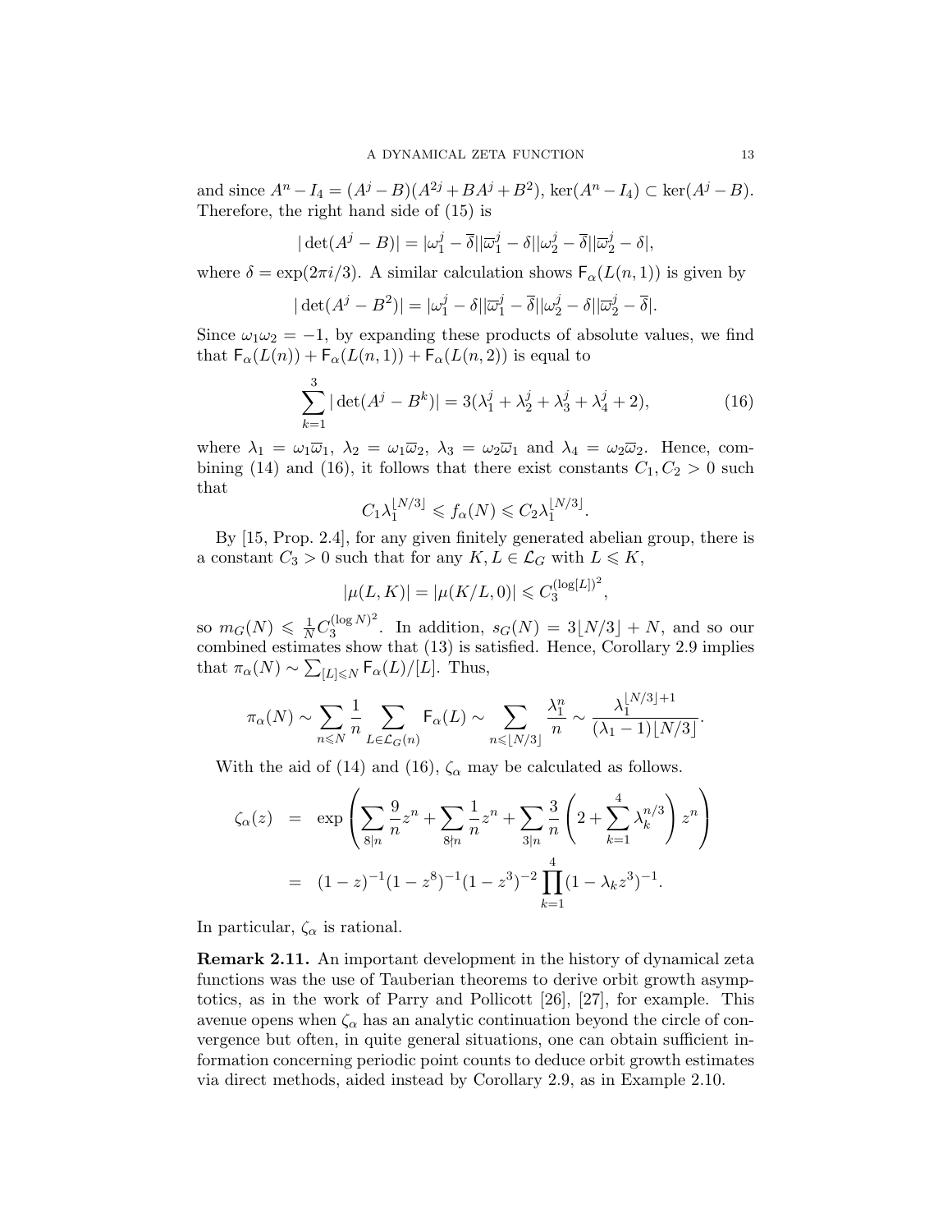and since $A^n - I_4 = (A^j - B)(A^{2j} + BA^j + B^2)$, $\ker(A^n - I_4) \subset \ker(A^j - B)$. Therefore, the right hand side of (15) is

$$|\det(A^j - B)| = |\omega_1^j - \overline{\delta}||\overline{\omega}_1^j - \delta||\omega_2^j - \overline{\delta}||\overline{\omega}_2^j - \delta|,$$

where $\delta = \exp(2\pi i/3)$. A similar calculation shows $\mathsf{F}_\alpha(L(n,1))$ is given by

$$|\det(A^j - B^2)| = |\omega_1^j - \delta||\overline{\omega}_1^j - \overline{\delta}||\omega_2^j - \delta||\overline{\omega}_2^j - \overline{\delta}|.$$

Since $\omega_1\omega_2 = -1$, by expanding these products of absolute values, we find that $\mathsf{F}_\alpha(L(n)) + \mathsf{F}_\alpha(L(n,1)) + \mathsf{F}_\alpha(L(n,2))$ is equal to

$$\sum_{k=1}^{3} |\det(A^j - B^k)| = 3(\lambda_1^j + \lambda_2^j + \lambda_3^j + \lambda_4^j + 2), \tag{16}$$

where $\lambda_1 = \omega_1\overline{\omega}_1$, $\lambda_2 = \omega_1\overline{\omega}_2$, $\lambda_3 = \omega_2\overline{\omega}_1$ and $\lambda_4 = \omega_2\overline{\omega}_2$. Hence, combining (14) and (16), it follows that there exist constants $C_1, C_2 > 0$ such that

$$C_1\lambda_1^{\lfloor N/3 \rfloor} \leqslant f_\alpha(N) \leqslant C_2\lambda_1^{\lfloor N/3 \rfloor}.$$

By [15, Prop. 2.4], for any given finitely generated abelian group, there is a constant $C_3 > 0$ such that for any $K, L \in \mathcal{L}_G$ with $L \leqslant K$,

$$|\mu(L, K)| = |\mu(K/L, 0)| \leqslant C_3^{(\log[L])^2},$$

so $m_G(N) \leqslant \frac{1}{N} C_3^{(\log N)^2}$. In addition, $s_G(N) = 3\lfloor N/3 \rfloor + N$, and so our combined estimates show that (13) is satisfied. Hence, Corollary 2.9 implies that $\pi_\alpha(N) \sim \sum_{[L] \leqslant N} \mathsf{F}_\alpha(L)/[L]$. Thus,

$$\pi_\alpha(N) \sim \sum_{n \leqslant N} \frac{1}{n} \sum_{L \in \mathcal{L}_G(n)} \mathsf{F}_\alpha(L) \sim \sum_{n \leqslant \lfloor N/3 \rfloor} \frac{\lambda_1^n}{n} \sim \frac{\lambda_1^{\lfloor N/3 \rfloor + 1}}{(\lambda_1 - 1)\lfloor N/3 \rfloor}.$$

With the aid of (14) and (16), $\zeta_\alpha$ may be calculated as follows.

$$\begin{aligned} \zeta_\alpha(z) &= \exp\left( \sum_{8|n} \frac{9}{n} z^n + \sum_{8 \nmid n} \frac{1}{n} z^n + \sum_{3|n} \frac{3}{n} \left( 2 + \sum_{k=1}^{4} \lambda_k^{n/3} \right) z^n \right) \\ &= (1 - z)^{-1}(1 - z^8)^{-1}(1 - z^3)^{-2} \prod_{k=1}^{4} (1 - \lambda_k z^3)^{-1}. \end{aligned}$$

In particular, $\zeta_\alpha$ is rational.

**Remark 2.11.** An important development in the history of dynamical zeta functions was the use of Tauberian theorems to derive orbit growth asymptotics, as in the work of Parry and Pollicott [26], [27], for example. This avenue opens when $\zeta_\alpha$ has an analytic continuation beyond the circle of convergence but often, in quite general situations, one can obtain sufficient information concerning periodic point counts to deduce orbit growth estimates via direct methods, aided instead by Corollary 2.9, as in Example 2.10.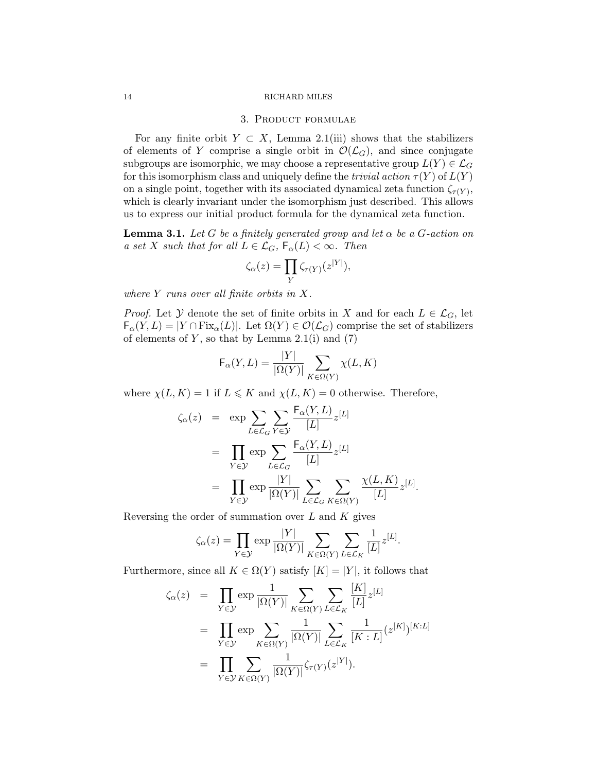## 3. Product formulae

For any finite orbit $Y \subset X$, Lemma 2.1(iii) shows that the stabilizers of elements of $Y$ comprise a single orbit in $\mathcal{O}(\mathcal{L}_G)$, and since conjugate subgroups are isomorphic, we may choose a representative group $L(Y) \in \mathcal{L}_G$ for this isomorphism class and uniquely define the *trivial action* $\tau(Y)$ of $L(Y)$ on a single point, together with its associated dynamical zeta function $\zeta_{\tau(Y)}$, which is clearly invariant under the isomorphism just described. This allows us to express our initial product formula for the dynamical zeta function.

**Lemma 3.1.** *Let $G$ be a finitely generated group and let $\alpha$ be a $G$-action on a set $X$ such that for all $L \in \mathcal{L}_G$, $\mathsf{F}_\alpha(L) < \infty$. Then*

$$\zeta_\alpha(z) = \prod_Y \zeta_{\tau(Y)}(z^{|Y|}),$$

*where $Y$ runs over all finite orbits in $X$.*

*Proof.* Let $\mathcal{Y}$ denote the set of finite orbits in $X$ and for each $L \in \mathcal{L}_G$, let $\mathsf{F}_\alpha(Y, L) = |Y \cap \mathrm{Fix}_\alpha(L)|$. Let $\Omega(Y) \in \mathcal{O}(\mathcal{L}_G)$ comprise the set of stabilizers of elements of $Y$, so that by Lemma 2.1(i) and (7)

$$\mathsf{F}_\alpha(Y, L) = \frac{|Y|}{|\Omega(Y)|} \sum_{K \in \Omega(Y)} \chi(L, K)$$

where $\chi(L, K) = 1$ if $L \leqslant K$ and $\chi(L, K) = 0$ otherwise. Therefore,

$$\begin{aligned}
\zeta_\alpha(z) &= \exp \sum_{L \in \mathcal{L}_G} \sum_{Y \in \mathcal{Y}} \frac{\mathsf{F}_\alpha(Y, L)}{[L]} z^{[L]} \\
&= \prod_{Y \in \mathcal{Y}} \exp \sum_{L \in \mathcal{L}_G} \frac{\mathsf{F}_\alpha(Y, L)}{[L]} z^{[L]} \\
&= \prod_{Y \in \mathcal{Y}} \exp \frac{|Y|}{|\Omega(Y)|} \sum_{L \in \mathcal{L}_G} \sum_{K \in \Omega(Y)} \frac{\chi(L, K)}{[L]} z^{[L]}.
\end{aligned}$$

Reversing the order of summation over $L$ and $K$ gives

$$\zeta_\alpha(z) = \prod_{Y \in \mathcal{Y}} \exp \frac{|Y|}{|\Omega(Y)|} \sum_{K \in \Omega(Y)} \sum_{L \in \mathcal{L}_K} \frac{1}{[L]} z^{[L]}.$$

Furthermore, since all $K \in \Omega(Y)$ satisfy $[K] = |Y|$, it follows that

$$\begin{aligned}
\zeta_\alpha(z) &= \prod_{Y \in \mathcal{Y}} \exp \frac{1}{|\Omega(Y)|} \sum_{K \in \Omega(Y)} \sum_{L \in \mathcal{L}_K} \frac{[K]}{[L]} z^{[L]} \\
&= \prod_{Y \in \mathcal{Y}} \exp \sum_{K \in \Omega(Y)} \frac{1}{|\Omega(Y)|} \sum_{L \in \mathcal{L}_K} \frac{1}{[K : L]} \big(z^{[K]}\big)^{[K:L]} \\
&= \prod_{Y \in \mathcal{Y}} \sum_{K \in \Omega(Y)} \frac{1}{|\Omega(Y)|} \zeta_{\tau(Y)}(z^{|Y|}).
\end{aligned}$$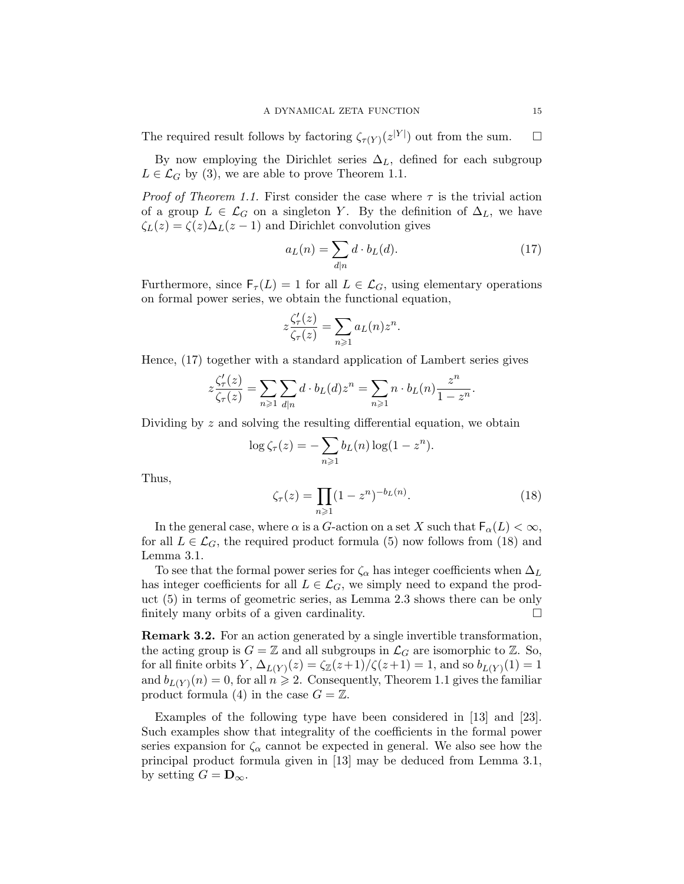The required result follows by factoring $\zeta_{\tau(Y)}(z^{|Y|})$ out from the sum. $\square$

By now employing the Dirichlet series $\Delta_L$, defined for each subgroup $L \in \mathcal{L}_G$ by (3), we are able to prove Theorem 1.1.

*Proof of Theorem 1.1.* First consider the case where $\tau$ is the trivial action of a group $L \in \mathcal{L}_G$ on a singleton $Y$. By the definition of $\Delta_L$, we have $\zeta_L(z) = \zeta(z)\Delta_L(z-1)$ and Dirichlet convolution gives

$$a_L(n) = \sum_{d|n} d \cdot b_L(d). \tag{17}$$

Furthermore, since $\mathsf{F}_\tau(L) = 1$ for all $L \in \mathcal{L}_G$, using elementary operations on formal power series, we obtain the functional equation,

$$z\frac{\zeta_\tau'(z)}{\zeta_\tau(z)} = \sum_{n\geqslant 1} a_L(n) z^n.$$

Hence, (17) together with a standard application of Lambert series gives

$$z\frac{\zeta_\tau'(z)}{\zeta_\tau(z)} = \sum_{n\geqslant 1}\sum_{d|n} d \cdot b_L(d) z^n = \sum_{n\geqslant 1} n \cdot b_L(n)\frac{z^n}{1-z^n}.$$

Dividing by $z$ and solving the resulting differential equation, we obtain

$$\log \zeta_\tau(z) = -\sum_{n\geqslant 1} b_L(n)\log(1-z^n).$$

Thus,

$$\zeta_\tau(z) = \prod_{n\geqslant 1}(1-z^n)^{-b_L(n)}. \tag{18}$$

In the general case, where $\alpha$ is a $G$-action on a set $X$ such that $\mathsf{F}_\alpha(L) < \infty$, for all $L \in \mathcal{L}_G$, the required product formula (5) now follows from (18) and Lemma 3.1.

To see that the formal power series for $\zeta_\alpha$ has integer coefficients when $\Delta_L$ has integer coefficients for all $L \in \mathcal{L}_G$, we simply need to expand the product (5) in terms of geometric series, as Lemma 2.3 shows there can be only finitely many orbits of a given cardinality. $\square$

**Remark 3.2.** For an action generated by a single invertible transformation, the acting group is $G = \mathbb{Z}$ and all subgroups in $\mathcal{L}_G$ are isomorphic to $\mathbb{Z}$. So, for all finite orbits $Y$, $\Delta_{L(Y)}(z) = \zeta_{\mathbb{Z}}(z+1)/\zeta(z+1) = 1$, and so $b_{L(Y)}(1) = 1$ and $b_{L(Y)}(n) = 0$, for all $n \geqslant 2$. Consequently, Theorem 1.1 gives the familiar product formula (4) in the case $G = \mathbb{Z}$.

Examples of the following type have been considered in [13] and [23]. Such examples show that integrality of the coefficients in the formal power series expansion for $\zeta_\alpha$ cannot be expected in general. We also see how the principal product formula given in [13] may be deduced from Lemma 3.1, by setting $G = \mathbf{D}_\infty$.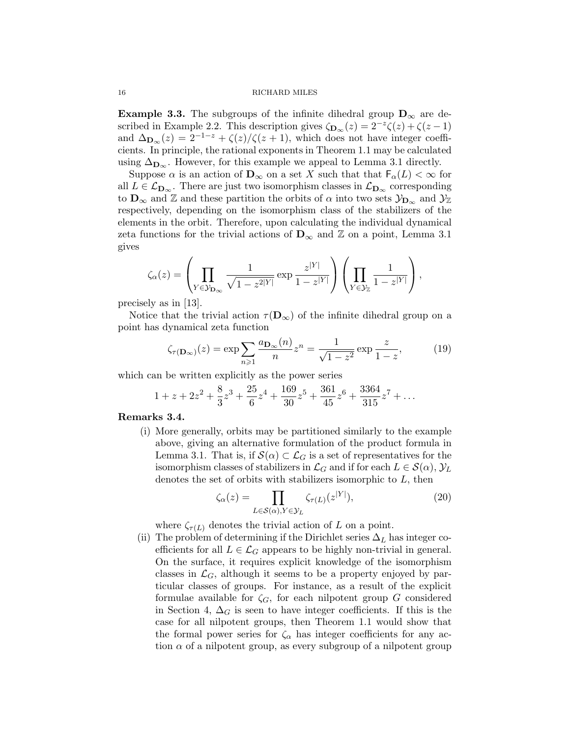**Example 3.3.** The subgroups of the infinite dihedral group $\mathbf{D}_\infty$ are described in Example 2.2. This description gives $\zeta_{\mathbf{D}_\infty}(z) = 2^{-z}\zeta(z) + \zeta(z-1)$ and $\Delta_{\mathbf{D}_\infty}(z) = 2^{-1-z} + \zeta(z)/\zeta(z+1)$, which does not have integer coefficients. In principle, the rational exponents in Theorem 1.1 may be calculated using $\Delta_{\mathbf{D}_\infty}$. However, for this example we appeal to Lemma 3.1 directly.

Suppose $\alpha$ is an action of $\mathbf{D}_\infty$ on a set $X$ such that that $\mathsf{F}_\alpha(L) < \infty$ for all $L \in \mathcal{L}_{\mathbf{D}_\infty}$. There are just two isomorphism classes in $\mathcal{L}_{\mathbf{D}_\infty}$ corresponding to $\mathbf{D}_\infty$ and $\mathbb{Z}$ and these partition the orbits of $\alpha$ into two sets $\mathcal{Y}_{\mathbf{D}_\infty}$ and $\mathcal{Y}_\mathbb{Z}$ respectively, depending on the isomorphism class of the stabilizers of the elements in the orbit. Therefore, upon calculating the individual dynamical zeta functions for the trivial actions of $\mathbf{D}_\infty$ and $\mathbb{Z}$ on a point, Lemma 3.1 gives

$$\zeta_\alpha(z) = \left(\prod_{Y\in\mathcal{Y}_{\mathbf{D}_\infty}} \frac{1}{\sqrt{1-z^{2|Y|}}} \exp\frac{z^{|Y|}}{1-z^{|Y|}}\right)\left(\prod_{Y\in\mathcal{Y}_\mathbb{Z}} \frac{1}{1-z^{|Y|}}\right),$$

precisely as in [13].

Notice that the trivial action $\tau(\mathbf{D}_\infty)$ of the infinite dihedral group on a point has dynamical zeta function

$$\zeta_{\tau(\mathbf{D}_\infty)}(z) = \exp\sum_{n\geqslant 1}\frac{a_{\mathbf{D}_\infty}(n)}{n}z^n = \frac{1}{\sqrt{1-z^2}}\exp\frac{z}{1-z}, \tag{19}$$

which can be written explicitly as the power series

$$1 + z + 2z^2 + \frac{8}{3}z^3 + \frac{25}{6}z^4 + \frac{169}{30}z^5 + \frac{361}{45}z^6 + \frac{3364}{315}z^7 + \dots$$

**Remarks 3.4.**

(i) More generally, orbits may be partitioned similarly to the example above, giving an alternative formulation of the product formula in Lemma 3.1. That is, if $\mathcal{S}(\alpha) \subset \mathcal{L}_G$ is a set of representatives for the isomorphism classes of stabilizers in $\mathcal{L}_G$ and if for each $L \in \mathcal{S}(\alpha)$, $\mathcal{Y}_L$ denotes the set of orbits with stabilizers isomorphic to $L$, then

$$\zeta_\alpha(z) = \prod_{L\in\mathcal{S}(\alpha), Y\in\mathcal{Y}_L} \zeta_{\tau(L)}(z^{|Y|}), \tag{20}$$

where $\zeta_{\tau(L)}$ denotes the trivial action of $L$ on a point.

(ii) The problem of determining if the Dirichlet series $\Delta_L$ has integer coefficients for all $L \in \mathcal{L}_G$ appears to be highly non-trivial in general. On the surface, it requires explicit knowledge of the isomorphism classes in $\mathcal{L}_G$, although it seems to be a property enjoyed by particular classes of groups. For instance, as a result of the explicit formulae available for $\zeta_G$, for each nilpotent group $G$ considered in Section 4, $\Delta_G$ is seen to have integer coefficients. If this is the case for all nilpotent groups, then Theorem 1.1 would show that the formal power series for $\zeta_\alpha$ has integer coefficients for any action $\alpha$ of a nilpotent group, as every subgroup of a nilpotent group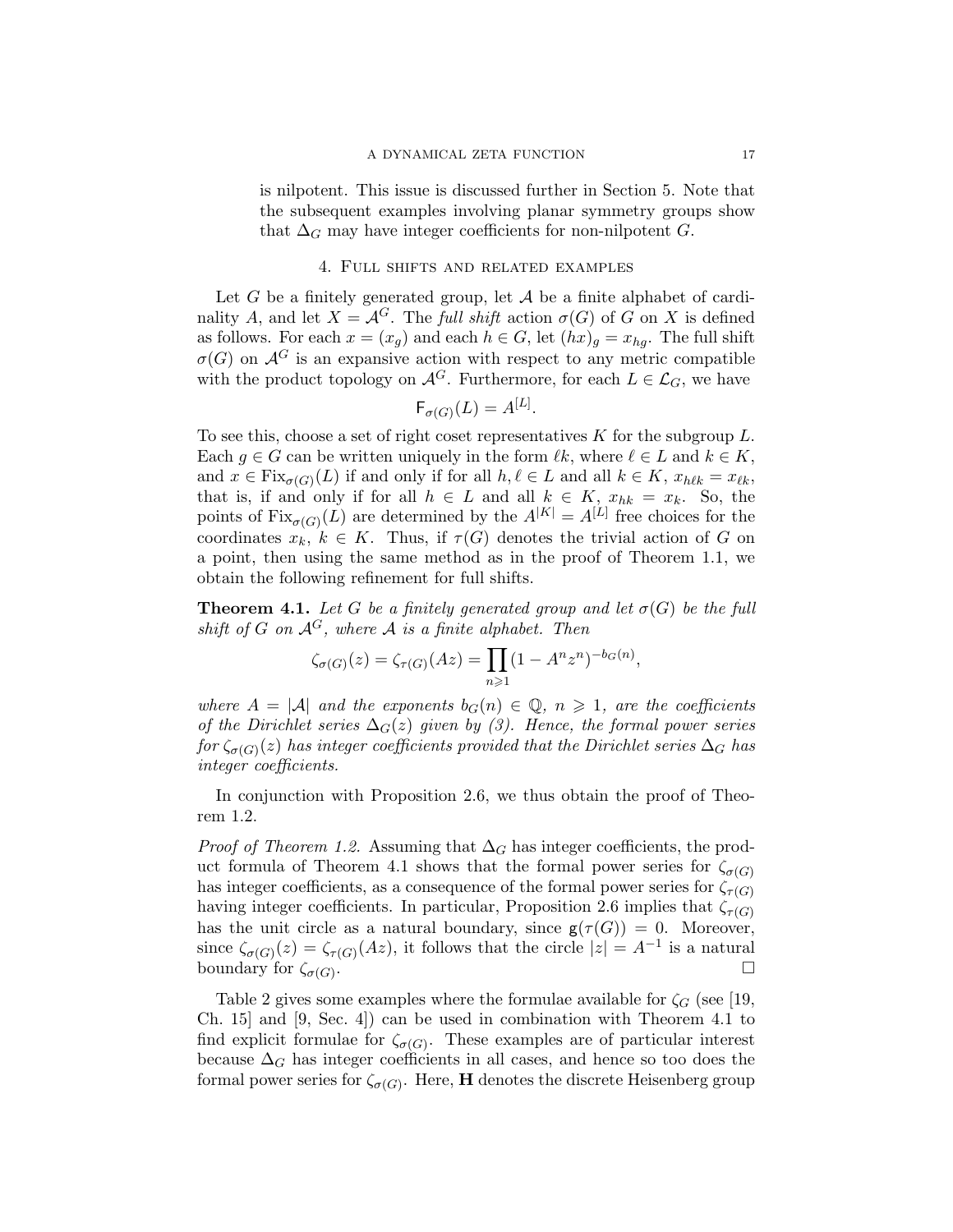is nilpotent. This issue is discussed further in Section 5. Note that the subsequent examples involving planar symmetry groups show that $\Delta_G$ may have integer coefficients for non-nilpotent $G$.

## 4. Full shifts and related examples

Let $G$ be a finitely generated group, let $\mathcal{A}$ be a finite alphabet of cardinality $A$, and let $X = \mathcal{A}^G$. The *full shift* action $\sigma(G)$ of $G$ on $X$ is defined as follows. For each $x = (x_g)$ and each $h \in G$, let $(hx)_g = x_{hg}$. The full shift $\sigma(G)$ on $\mathcal{A}^G$ is an expansive action with respect to any metric compatible with the product topology on $\mathcal{A}^G$. Furthermore, for each $L \in \mathcal{L}_G$, we have

$$\mathsf{F}_{\sigma(G)}(L) = A^{[L]}.$$

To see this, choose a set of right coset representatives $K$ for the subgroup $L$. Each $g \in G$ can be written uniquely in the form $\ell k$, where $\ell \in L$ and $k \in K$, and $x \in \mathrm{Fix}_{\sigma(G)}(L)$ if and only if for all $h, \ell \in L$ and all $k \in K$, $x_{h\ell k} = x_{\ell k}$, that is, if and only if for all $h \in L$ and all $k \in K$, $x_{hk} = x_k$. So, the points of $\mathrm{Fix}_{\sigma(G)}(L)$ are determined by the $A^{|K|} = A^{[L]}$ free choices for the coordinates $x_k$, $k \in K$. Thus, if $\tau(G)$ denotes the trivial action of $G$ on a point, then using the same method as in the proof of Theorem 1.1, we obtain the following refinement for full shifts.

**Theorem 4.1.** *Let $G$ be a finitely generated group and let $\sigma(G)$ be the full shift of $G$ on $\mathcal{A}^G$, where $\mathcal{A}$ is a finite alphabet. Then*

$$\zeta_{\sigma(G)}(z) = \zeta_{\tau(G)}(Az) = \prod_{n \geqslant 1} (1 - A^n z^n)^{-b_G(n)},$$

*where $A = |\mathcal{A}|$ and the exponents $b_G(n) \in \mathbb{Q}$, $n \geqslant 1$, are the coefficients of the Dirichlet series $\Delta_G(z)$ given by (3). Hence, the formal power series for $\zeta_{\sigma(G)}(z)$ has integer coefficients provided that the Dirichlet series $\Delta_G$ has integer coefficients.*

In conjunction with Proposition 2.6, we thus obtain the proof of Theorem 1.2.

*Proof of Theorem 1.2.* Assuming that $\Delta_G$ has integer coefficients, the product formula of Theorem 4.1 shows that the formal power series for $\zeta_{\sigma(G)}$ has integer coefficients, as a consequence of the formal power series for $\zeta_{\tau(G)}$ having integer coefficients. In particular, Proposition 2.6 implies that $\zeta_{\tau(G)}$ has the unit circle as a natural boundary, since $\mathsf{g}(\tau(G)) = 0$. Moreover, since $\zeta_{\sigma(G)}(z) = \zeta_{\tau(G)}(Az)$, it follows that the circle $|z| = A^{-1}$ is a natural boundary for $\zeta_{\sigma(G)}$. $\square$

Table 2 gives some examples where the formulae available for $\zeta_G$ (see [19, Ch. 15] and [9, Sec. 4]) can be used in combination with Theorem 4.1 to find explicit formulae for $\zeta_{\sigma(G)}$. These examples are of particular interest because $\Delta_G$ has integer coefficients in all cases, and hence so too does the formal power series for $\zeta_{\sigma(G)}$. Here, $\mathbf{H}$ denotes the discrete Heisenberg group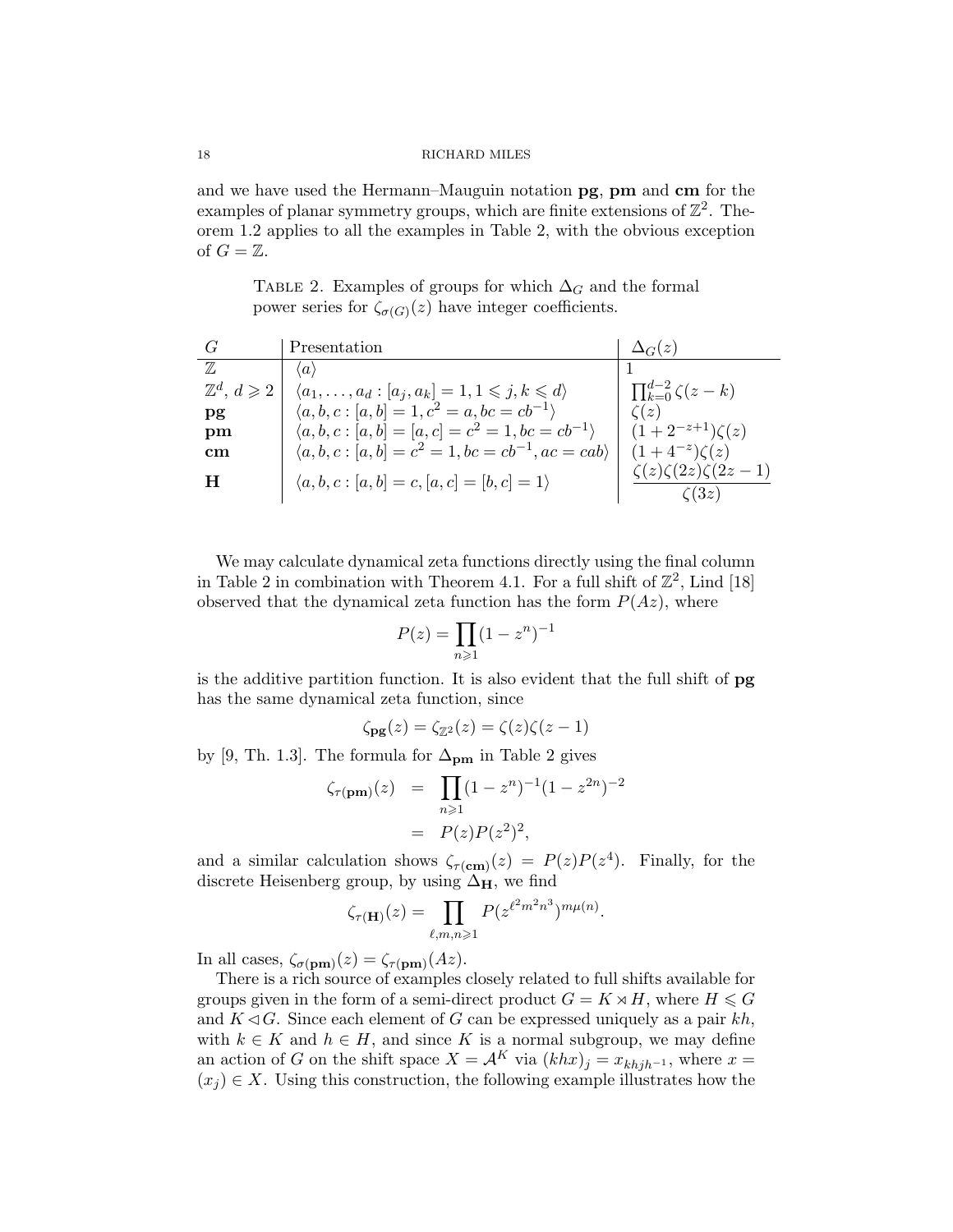and we have used the Hermann–Mauguin notation **pg**, **pm** and **cm** for the examples of planar symmetry groups, which are finite extensions of $\mathbb{Z}^2$. Theorem 1.2 applies to all the examples in Table 2, with the obvious exception of $G = \mathbb{Z}$.

Table 2. Examples of groups for which $\Delta_G$ and the formal power series for $\zeta_{\sigma(G)}(z)$ have integer coefficients.

| $G$ | Presentation | $\Delta_G(z)$ |
|---|---|---|
| $\mathbb{Z}$ | $\langle a\rangle$ | $1$ |
| $\mathbb{Z}^d$, $d \geqslant 2$ | $\langle a_1,\ldots,a_d : [a_j,a_k]=1, 1\leqslant j,k\leqslant d\rangle$ | $\prod_{k=0}^{d-2}\zeta(z-k)$ |
| **pg** | $\langle a,b,c : [a,b]=1, c^2=a, bc=cb^{-1}\rangle$ | $\zeta(z)$ |
| **pm** | $\langle a,b,c : [a,b]=[a,c]=c^2=1, bc=cb^{-1}\rangle$ | $(1+2^{-z+1})\zeta(z)$ |
| **cm** | $\langle a,b,c : [a,b]=c^2=1, bc=cb^{-1}, ac=cab\rangle$ | $(1+4^{-z})\zeta(z)$ |
| **H** | $\langle a,b,c : [a,b]=c, [a,c]=[b,c]=1\rangle$ | $\dfrac{\zeta(z)\zeta(2z)\zeta(2z-1)}{\zeta(3z)}$ |

We may calculate dynamical zeta functions directly using the final column in Table 2 in combination with Theorem 4.1. For a full shift of $\mathbb{Z}^2$, Lind [18] observed that the dynamical zeta function has the form $P(Az)$, where

$$P(z) = \prod_{n\geqslant 1}(1-z^n)^{-1}$$

is the additive partition function. It is also evident that the full shift of **pg** has the same dynamical zeta function, since

$$\zeta_{\mathbf{pg}}(z) = \zeta_{\mathbb{Z}^2}(z) = \zeta(z)\zeta(z-1)$$

by [9, Th. 1.3]. The formula for $\Delta_{\mathbf{pm}}$ in Table 2 gives

$$\begin{aligned}\zeta_{\tau(\mathbf{pm})}(z) &= \prod_{n\geqslant 1}(1-z^n)^{-1}(1-z^{2n})^{-2}\\ &= P(z)P(z^2)^2,\end{aligned}$$

and a similar calculation shows $\zeta_{\tau(\mathbf{cm})}(z) = P(z)P(z^4)$. Finally, for the discrete Heisenberg group, by using $\Delta_{\mathbf{H}}$, we find

$$\zeta_{\tau(\mathbf{H})}(z) = \prod_{\ell,m,n\geqslant 1} P(z^{\ell^2 m^2 n^3})^{m\mu(n)}.$$

In all cases, $\zeta_{\sigma(\mathbf{pm})}(z) = \zeta_{\tau(\mathbf{pm})}(Az)$.

There is a rich source of examples closely related to full shifts available for groups given in the form of a semi-direct product $G = K \rtimes H$, where $H \leqslant G$ and $K \lhd G$. Since each element of $G$ can be expressed uniquely as a pair $kh$, with $k \in K$ and $h \in H$, and since $K$ is a normal subgroup, we may define an action of $G$ on the shift space $X = \mathcal{A}^K$ via $(khx)_j = x_{khjh^{-1}}$, where $x = (x_j) \in X$. Using this construction, the following example illustrates how the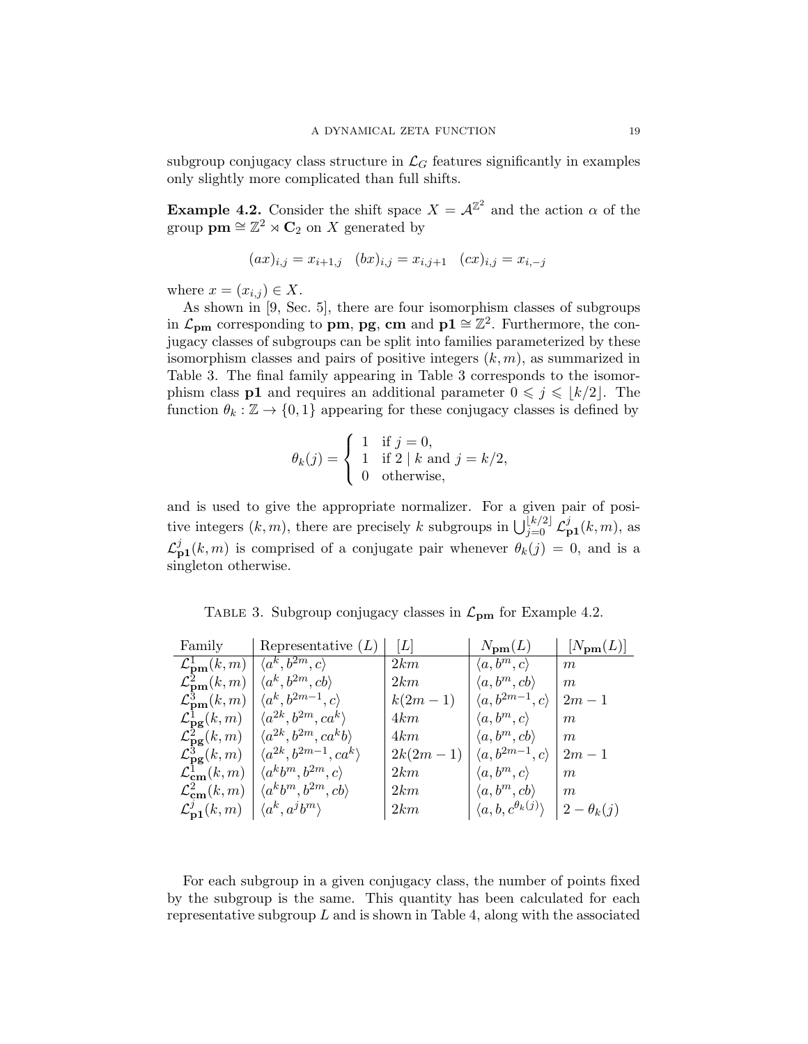subgroup conjugacy class structure in $\mathcal{L}_G$ features significantly in examples only slightly more complicated than full shifts.

**Example 4.2.** Consider the shift space $X = \mathcal{A}^{\mathbb{Z}^2}$ and the action $\alpha$ of the group $\mathbf{pm} \cong \mathbb{Z}^2 \rtimes \mathbf{C}_2$ on $X$ generated by

$$(ax)_{i,j} = x_{i+1,j} \quad (bx)_{i,j} = x_{i,j+1} \quad (cx)_{i,j} = x_{i,-j}$$

where $x = (x_{i,j}) \in X$.

As shown in [9, Sec. 5], there are four isomorphism classes of subgroups in $\mathcal{L}_{\mathbf{pm}}$ corresponding to $\mathbf{pm}$, $\mathbf{pg}$, $\mathbf{cm}$ and $\mathbf{p1} \cong \mathbb{Z}^2$. Furthermore, the conjugacy classes of subgroups can be split into families parameterized by these isomorphism classes and pairs of positive integers $(k, m)$, as summarized in Table 3. The final family appearing in Table 3 corresponds to the isomorphism class $\mathbf{p1}$ and requires an additional parameter $0 \leqslant j \leqslant \lfloor k/2 \rfloor$. The function $\theta_k : \mathbb{Z} \to \{0, 1\}$ appearing for these conjugacy classes is defined by

$$\theta_k(j) = \begin{cases} 1 & \text{if } j = 0, \\ 1 & \text{if } 2 \mid k \text{ and } j = k/2, \\ 0 & \text{otherwise,} \end{cases}$$

and is used to give the appropriate normalizer. For a given pair of positive integers $(k, m)$, there are precisely $k$ subgroups in $\bigcup_{j=0}^{\lfloor k/2 \rfloor} \mathcal{L}^j_{\mathbf{p1}}(k, m)$, as $\mathcal{L}^j_{\mathbf{p1}}(k, m)$ is comprised of a conjugate pair whenever $\theta_k(j) = 0$, and is a singleton otherwise.

Table 3. Subgroup conjugacy classes in $\mathcal{L}_{\mathbf{pm}}$ for Example 4.2.

| Family | Representative ($L$) | $[L]$ | $N_{\mathbf{pm}}(L)$ | $[N_{\mathbf{pm}}(L)]$ |
|---|---|---|---|---|
| $\mathcal{L}^1_{\mathbf{pm}}(k, m)$ | $\langle a^k, b^{2m}, c \rangle$ | $2km$ | $\langle a, b^m, c \rangle$ | $m$ |
| $\mathcal{L}^2_{\mathbf{pm}}(k, m)$ | $\langle a^k, b^{2m}, cb \rangle$ | $2km$ | $\langle a, b^m, cb \rangle$ | $m$ |
| $\mathcal{L}^3_{\mathbf{pm}}(k, m)$ | $\langle a^k, b^{2m-1}, c \rangle$ | $k(2m-1)$ | $\langle a, b^{2m-1}, c \rangle$ | $2m-1$ |
| $\mathcal{L}^1_{\mathbf{pg}}(k, m)$ | $\langle a^{2k}, b^{2m}, ca^k \rangle$ | $4km$ | $\langle a, b^m, c \rangle$ | $m$ |
| $\mathcal{L}^2_{\mathbf{pg}}(k, m)$ | $\langle a^{2k}, b^{2m}, ca^k b \rangle$ | $4km$ | $\langle a, b^m, cb \rangle$ | $m$ |
| $\mathcal{L}^3_{\mathbf{pg}}(k, m)$ | $\langle a^{2k}, b^{2m-1}, ca^k \rangle$ | $2k(2m-1)$ | $\langle a, b^{2m-1}, c \rangle$ | $2m-1$ |
| $\mathcal{L}^1_{\mathbf{cm}}(k, m)$ | $\langle a^k b^m, b^{2m}, c \rangle$ | $2km$ | $\langle a, b^m, c \rangle$ | $m$ |
| $\mathcal{L}^2_{\mathbf{cm}}(k, m)$ | $\langle a^k b^m, b^{2m}, cb \rangle$ | $2km$ | $\langle a, b^m, cb \rangle$ | $m$ |
| $\mathcal{L}^j_{\mathbf{p1}}(k, m)$ | $\langle a^k, a^j b^m \rangle$ | $2km$ | $\langle a, b, c^{\theta_k(j)} \rangle$ | $2 - \theta_k(j)$ |

For each subgroup in a given conjugacy class, the number of points fixed by the subgroup is the same. This quantity has been calculated for each representative subgroup $L$ and is shown in Table 4, along with the associated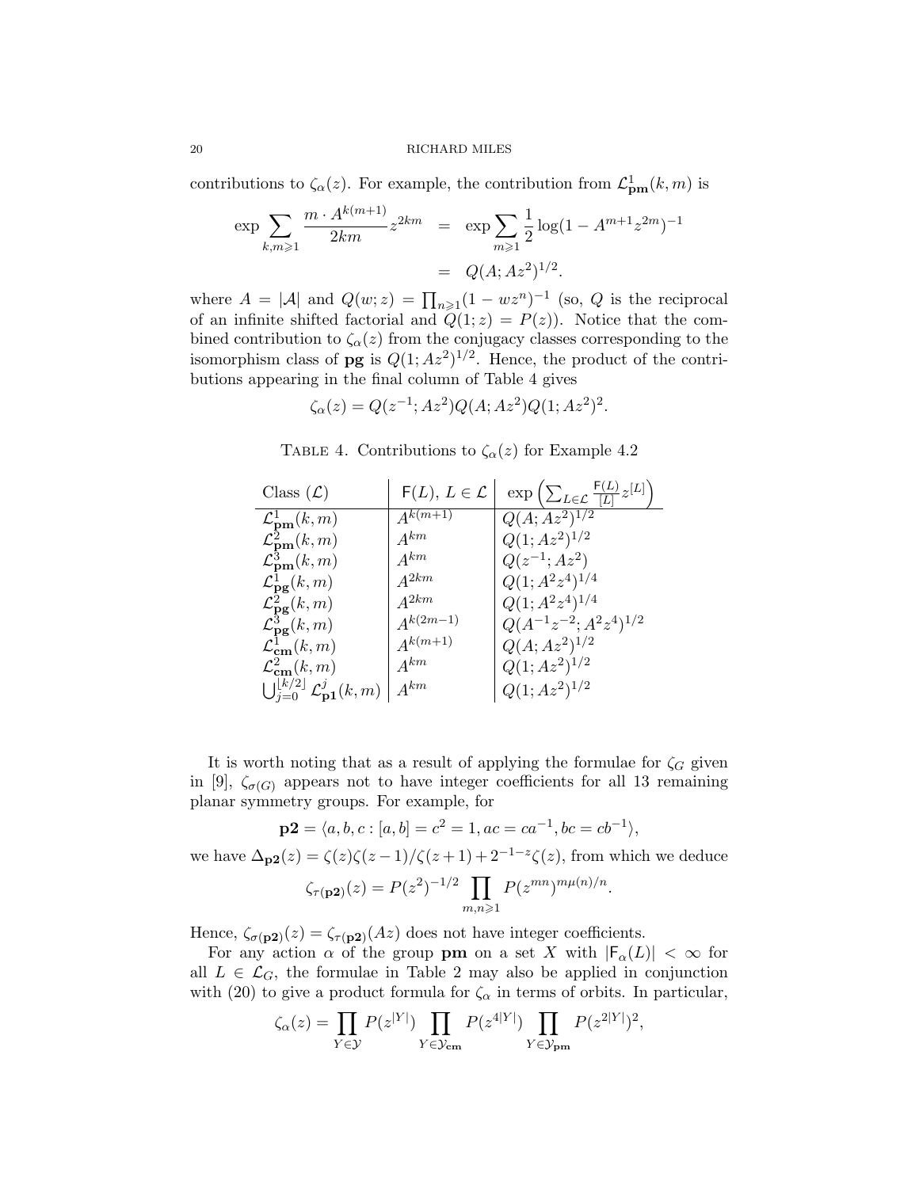contributions to $\zeta_\alpha(z)$. For example, the contribution from $\mathcal{L}^1_{\mathbf{pm}}(k,m)$ is

$$\begin{aligned}
\exp \sum_{k,m\geqslant 1} \frac{m \cdot A^{k(m+1)}}{2km} z^{2km} &= \exp \sum_{m\geqslant 1} \frac{1}{2} \log(1 - A^{m+1} z^{2m})^{-1} \\
&= Q(A; Az^2)^{1/2}.
\end{aligned}$$

where $A = |\mathcal{A}|$ and $Q(w;z) = \prod_{n\geqslant 1}(1 - wz^n)^{-1}$ (so, $Q$ is the reciprocal of an infinite shifted factorial and $Q(1;z) = P(z)$). Notice that the combined contribution to $\zeta_\alpha(z)$ from the conjugacy classes corresponding to the isomorphism class of $\mathbf{pg}$ is $Q(1; Az^2)^{1/2}$. Hence, the product of the contributions appearing in the final column of Table 4 gives

$$\zeta_\alpha(z) = Q(z^{-1}; Az^2) Q(A; Az^2) Q(1; Az^2)^2.$$

TABLE 4. Contributions to $\zeta_\alpha(z)$ for Example 4.2

| Class ($\mathcal{L}$) | $\mathsf{F}(L)$, $L \in \mathcal{L}$ | $\exp\left(\sum_{L\in\mathcal{L}} \frac{\mathsf{F}(L)}{[L]} z^{[L]}\right)$ |
|---|---|---|
| $\mathcal{L}^1_{\mathbf{pm}}(k,m)$ | $A^{k(m+1)}$ | $Q(A; Az^2)^{1/2}$ |
| $\mathcal{L}^2_{\mathbf{pm}}(k,m)$ | $A^{km}$ | $Q(1; Az^2)^{1/2}$ |
| $\mathcal{L}^3_{\mathbf{pm}}(k,m)$ | $A^{km}$ | $Q(z^{-1}; Az^2)$ |
| $\mathcal{L}^1_{\mathbf{pg}}(k,m)$ | $A^{2km}$ | $Q(1; A^2z^4)^{1/4}$ |
| $\mathcal{L}^2_{\mathbf{pg}}(k,m)$ | $A^{2km}$ | $Q(1; A^2z^4)^{1/4}$ |
| $\mathcal{L}^3_{\mathbf{pg}}(k,m)$ | $A^{k(2m-1)}$ | $Q(A^{-1}z^{-2}; A^2z^4)^{1/2}$ |
| $\mathcal{L}^1_{\mathbf{cm}}(k,m)$ | $A^{k(m+1)}$ | $Q(A; Az^2)^{1/2}$ |
| $\mathcal{L}^2_{\mathbf{cm}}(k,m)$ | $A^{km}$ | $Q(1; Az^2)^{1/2}$ |
| $\bigcup_{j=0}^{\lfloor k/2\rfloor} \mathcal{L}^j_{\mathbf{p1}}(k,m)$ | $A^{km}$ | $Q(1; Az^2)^{1/2}$ |

It is worth noting that as a result of applying the formulae for $\zeta_G$ given in [9], $\zeta_{\sigma(G)}$ appears not to have integer coefficients for all 13 remaining planar symmetry groups. For example, for

$$\mathbf{p2} = \langle a, b, c : [a,b] = c^2 = 1, ac = ca^{-1}, bc = cb^{-1}\rangle,$$

we have $\Delta_{\mathbf{p2}}(z) = \zeta(z)\zeta(z-1)/\zeta(z+1) + 2^{-1-z}\zeta(z)$, from which we deduce

$$\zeta_{\tau(\mathbf{p2})}(z) = P(z^2)^{-1/2} \prod_{m,n\geqslant 1} P(z^{mn})^{m\mu(n)/n}.$$

Hence, $\zeta_{\sigma(\mathbf{p2})}(z) = \zeta_{\tau(\mathbf{p2})}(Az)$ does not have integer coefficients.

For any action $\alpha$ of the group $\mathbf{pm}$ on a set $X$ with $|\mathsf{F}_\alpha(L)| < \infty$ for all $L \in \mathcal{L}_G$, the formulae in Table 2 may also be applied in conjunction with (20) to give a product formula for $\zeta_\alpha$ in terms of orbits. In particular,

$$\zeta_\alpha(z) = \prod_{Y\in\mathcal{Y}} P(z^{|Y|}) \prod_{Y\in\mathcal{Y}_{\mathbf{cm}}} P(z^{4|Y|}) \prod_{Y\in\mathcal{Y}_{\mathbf{pm}}} P(z^{2|Y|})^2,$$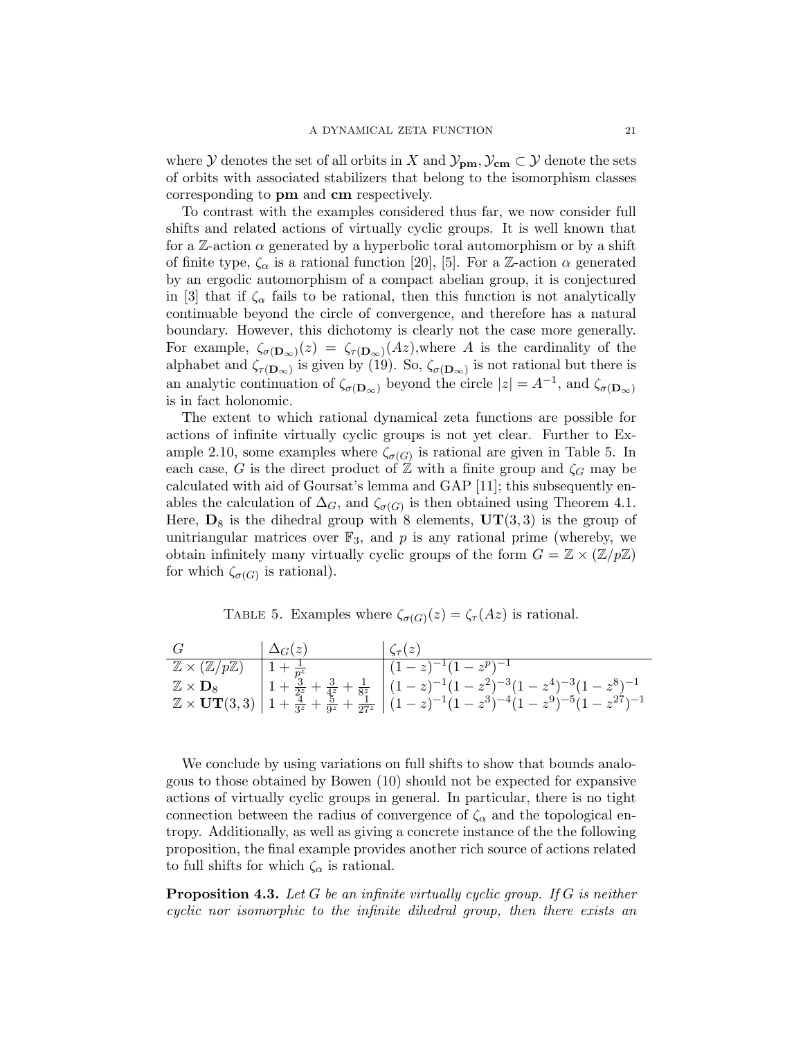where $\mathcal{Y}$ denotes the set of all orbits in $X$ and $\mathcal{Y}_{\mathbf{pm}}, \mathcal{Y}_{\mathbf{cm}} \subset \mathcal{Y}$ denote the sets of orbits with associated stabilizers that belong to the isomorphism classes corresponding to **pm** and **cm** respectively.

To contrast with the examples considered thus far, we now consider full shifts and related actions of virtually cyclic groups. It is well known that for a $\mathbb{Z}$-action $\alpha$ generated by a hyperbolic toral automorphism or by a shift of finite type, $\zeta_\alpha$ is a rational function [20], [5]. For a $\mathbb{Z}$-action $\alpha$ generated by an ergodic automorphism of a compact abelian group, it is conjectured in [3] that if $\zeta_\alpha$ fails to be rational, then this function is not analytically continuable beyond the circle of convergence, and therefore has a natural boundary. However, this dichotomy is clearly not the case more generally. For example, $\zeta_{\sigma(\mathbf{D}_\infty)}(z) = \zeta_{\tau(\mathbf{D}_\infty)}(Az)$,where $A$ is the cardinality of the alphabet and $\zeta_{\tau(\mathbf{D}_\infty)}$ is given by (19). So, $\zeta_{\sigma(\mathbf{D}_\infty)}$ is not rational but there is an analytic continuation of $\zeta_{\sigma(\mathbf{D}_\infty)}$ beyond the circle $|z| = A^{-1}$, and $\zeta_{\sigma(\mathbf{D}_\infty)}$ is in fact holonomic.

The extent to which rational dynamical zeta functions are possible for actions of infinite virtually cyclic groups is not yet clear. Further to Example 2.10, some examples where $\zeta_{\sigma(G)}$ is rational are given in Table 5. In each case, $G$ is the direct product of $\mathbb{Z}$ with a finite group and $\zeta_G$ may be calculated with aid of Goursat's lemma and GAP [11]; this subsequently enables the calculation of $\Delta_G$, and $\zeta_{\sigma(G)}$ is then obtained using Theorem 4.1. Here, $\mathbf{D}_8$ is the dihedral group with 8 elements, $\mathbf{UT}(3,3)$ is the group of unitriangular matrices over $\mathbb{F}_3$, and $p$ is any rational prime (whereby, we obtain infinitely many virtually cyclic groups of the form $G = \mathbb{Z} \times (\mathbb{Z}/p\mathbb{Z})$ for which $\zeta_{\sigma(G)}$ is rational).

Table 5. Examples where $\zeta_{\sigma(G)}(z) = \zeta_\tau(Az)$ is rational.

| $G$ | $\Delta_G(z)$ | $\zeta_\tau(z)$ |
|---|---|---|
| $\mathbb{Z} \times (\mathbb{Z}/p\mathbb{Z})$ | $1 + \frac{1}{p^z}$ | $(1-z)^{-1}(1-z^p)^{-1}$ |
| $\mathbb{Z} \times \mathbf{D}_8$ | $1 + \frac{3}{2^z} + \frac{3}{4^z} + \frac{1}{8^z}$ | $(1-z)^{-1}(1-z^2)^{-3}(1-z^4)^{-3}(1-z^8)^{-1}$ |
| $\mathbb{Z} \times \mathbf{UT}(3,3)$ | $1 + \frac{4}{3^z} + \frac{5}{9^z} + \frac{1}{27^z}$ | $(1-z)^{-1}(1-z^3)^{-4}(1-z^9)^{-5}(1-z^{27})^{-1}$ |

We conclude by using variations on full shifts to show that bounds analogous to those obtained by Bowen (10) should not be expected for expansive actions of virtually cyclic groups in general. In particular, there is no tight connection between the radius of convergence of $\zeta_\alpha$ and the topological entropy. Additionally, as well as giving a concrete instance of the the following proposition, the final example provides another rich source of actions related to full shifts for which $\zeta_\alpha$ is rational.

**Proposition 4.3.** *Let $G$ be an infinite virtually cyclic group. If $G$ is neither cyclic nor isomorphic to the infinite dihedral group, then there exists an*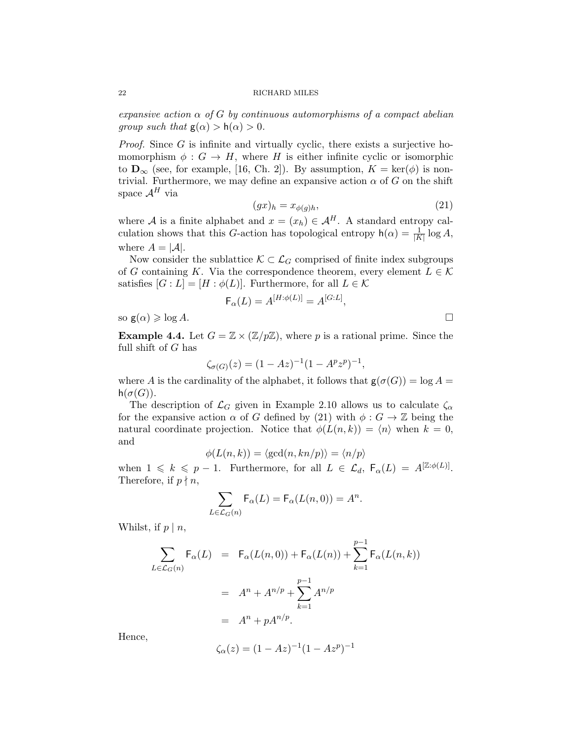*expansive action $\alpha$ of $G$ by continuous automorphisms of a compact abelian group such that $\mathsf{g}(\alpha) > \mathsf{h}(\alpha) > 0$.*

*Proof.* Since $G$ is infinite and virtually cyclic, there exists a surjective homomorphism $\phi : G \to H$, where $H$ is either infinite cyclic or isomorphic to $\mathbf{D}_\infty$ (see, for example, [16, Ch. 2]). By assumption, $K = \ker(\phi)$ is non-trivial. Furthermore, we may define an expansive action $\alpha$ of $G$ on the shift space $\mathcal{A}^H$ via

$$(gx)_h = x_{\phi(g)h}, \tag{21}$$

where $\mathcal{A}$ is a finite alphabet and $x = (x_h) \in \mathcal{A}^H$. A standard entropy calculation shows that this $G$-action has topological entropy $\mathsf{h}(\alpha) = \frac{1}{|K|}\log A$, where $A = |\mathcal{A}|$.

Now consider the sublattice $\mathcal{K} \subset \mathcal{L}_G$ comprised of finite index subgroups of $G$ containing $K$. Via the correspondence theorem, every element $L \in \mathcal{K}$ satisfies $[G : L] = [H : \phi(L)]$. Furthermore, for all $L \in \mathcal{K}$

$$\mathsf{F}_\alpha(L) = A^{[H:\phi(L)]} = A^{[G:L]},$$

so $\mathsf{g}(\alpha) \geqslant \log A$. $\square$

**Example 4.4.** Let $G = \mathbb{Z} \times (\mathbb{Z}/p\mathbb{Z})$, where $p$ is a rational prime. Since the full shift of $G$ has

$$\zeta_{\sigma(G)}(z) = (1 - Az)^{-1}(1 - A^p z^p)^{-1},$$

where $A$ is the cardinality of the alphabet, it follows that $\mathsf{g}(\sigma(G)) = \log A = \mathsf{h}(\sigma(G))$.

The description of $\mathcal{L}_G$ given in Example 2.10 allows us to calculate $\zeta_\alpha$ for the expansive action $\alpha$ of $G$ defined by (21) with $\phi : G \to \mathbb{Z}$ being the natural coordinate projection. Notice that $\phi(L(n,k)) = \langle n \rangle$ when $k = 0$, and

$$\phi(L(n,k)) = \langle \gcd(n, kn/p) \rangle = \langle n/p \rangle$$

when $1 \leqslant k \leqslant p-1$. Furthermore, for all $L \in \mathcal{L}_d$, $\mathsf{F}_\alpha(L) = A^{[\mathbb{Z}:\phi(L)]}$. Therefore, if $p \nmid n$,

$$\sum_{L \in \mathcal{L}_G(n)} \mathsf{F}_\alpha(L) = \mathsf{F}_\alpha(L(n,0)) = A^n.$$

Whilst, if $p \mid n$,

$$\begin{aligned}
\sum_{L \in \mathcal{L}_G(n)} \mathsf{F}_\alpha(L) &= \mathsf{F}_\alpha(L(n,0)) + \mathsf{F}_\alpha(L(n)) + \sum_{k=1}^{p-1} \mathsf{F}_\alpha(L(n,k)) \\
&= A^n + A^{n/p} + \sum_{k=1}^{p-1} A^{n/p} \\
&= A^n + pA^{n/p}.
\end{aligned}$$

Hence,

$$\zeta_\alpha(z) = (1 - Az)^{-1}(1 - Az^p)^{-1}$$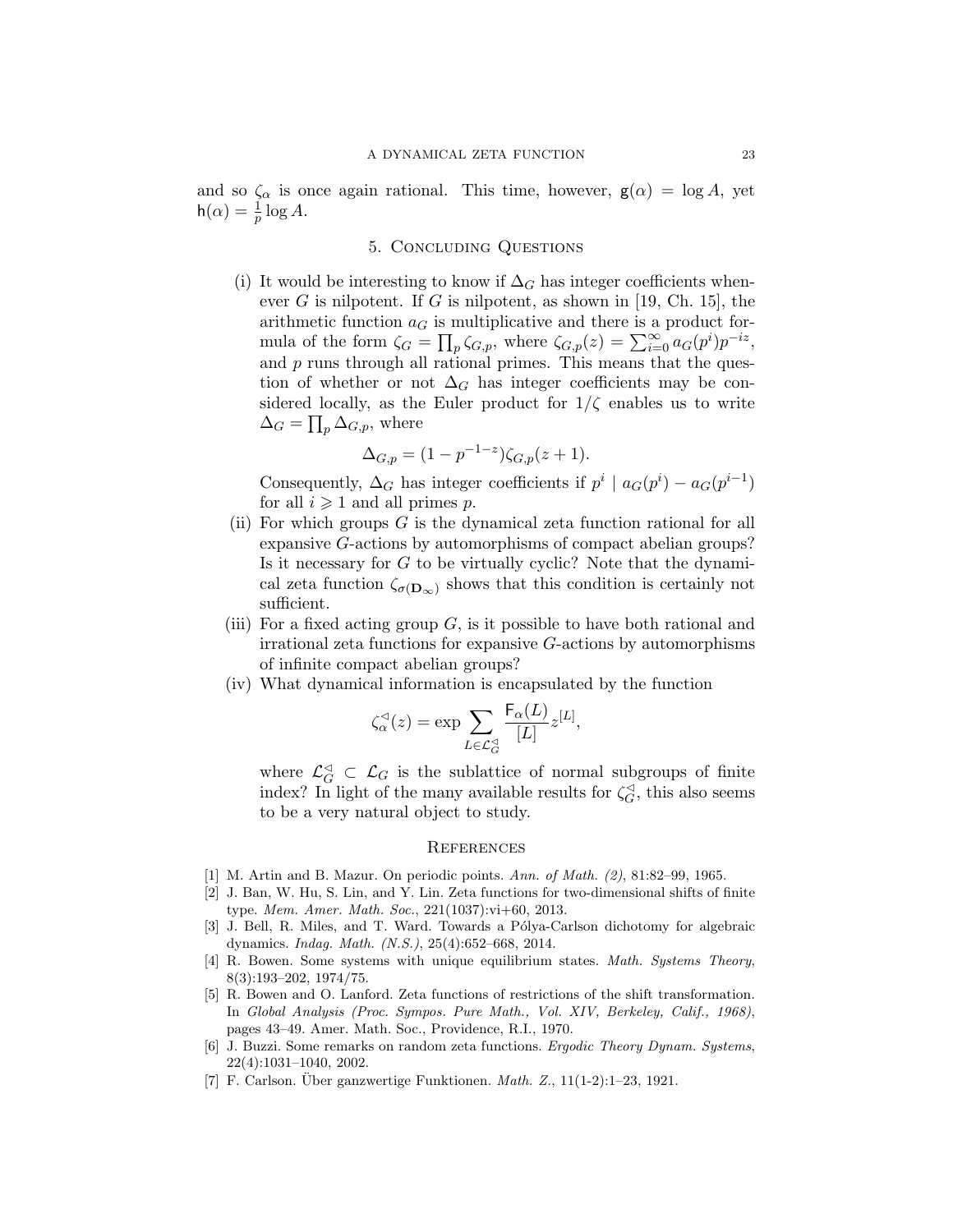and so $\zeta_\alpha$ is once again rational. This time, however, $\mathsf{g}(\alpha) = \log A$, yet $\mathsf{h}(\alpha) = \frac{1}{p}\log A$.

## 5. Concluding Questions

(i) It would be interesting to know if $\Delta_G$ has integer coefficients whenever $G$ is nilpotent. If $G$ is nilpotent, as shown in [19, Ch. 15], the arithmetic function $a_G$ is multiplicative and there is a product formula of the form $\zeta_G = \prod_p \zeta_{G,p}$, where $\zeta_{G,p}(z) = \sum_{i=0}^{\infty} a_G(p^i)p^{-iz}$, and $p$ runs through all rational primes. This means that the question of whether or not $\Delta_G$ has integer coefficients may be considered locally, as the Euler product for $1/\zeta$ enables us to write $\Delta_G = \prod_p \Delta_{G,p}$, where

$$\Delta_{G,p} = (1 - p^{-1-z})\zeta_{G,p}(z+1).$$

Consequently, $\Delta_G$ has integer coefficients if $p^i \mid a_G(p^i) - a_G(p^{i-1})$ for all $i \geqslant 1$ and all primes $p$.

(ii) For which groups $G$ is the dynamical zeta function rational for all expansive $G$-actions by automorphisms of compact abelian groups? Is it necessary for $G$ to be virtually cyclic? Note that the dynamical zeta function $\zeta_{\sigma(\mathbf{D}_\infty)}$ shows that this condition is certainly not sufficient.

(iii) For a fixed acting group $G$, is it possible to have both rational and irrational zeta functions for expansive $G$-actions by automorphisms of infinite compact abelian groups?

(iv) What dynamical information is encapsulated by the function

$$\zeta_\alpha^{\triangleleft}(z) = \exp \sum_{L \in \mathcal{L}_G^{\triangleleft}} \frac{\mathsf{F}_\alpha(L)}{[L]} z^{[L]},$$

where $\mathcal{L}_G^{\triangleleft} \subset \mathcal{L}_G$ is the sublattice of normal subgroups of finite index? In light of the many available results for $\zeta_G^{\triangleleft}$, this also seems to be a very natural object to study.

## References

[1] M. Artin and B. Mazur. On periodic points. *Ann. of Math. (2)*, 81:82–99, 1965.

[2] J. Ban, W. Hu, S. Lin, and Y. Lin. Zeta functions for two-dimensional shifts of finite type. *Mem. Amer. Math. Soc.*, 221(1037):vi+60, 2013.

[3] J. Bell, R. Miles, and T. Ward. Towards a Pólya-Carlson dichotomy for algebraic dynamics. *Indag. Math. (N.S.)*, 25(4):652–668, 2014.

[4] R. Bowen. Some systems with unique equilibrium states. *Math. Systems Theory*, 8(3):193–202, 1974/75.

[5] R. Bowen and O. Lanford. Zeta functions of restrictions of the shift transformation. In *Global Analysis (Proc. Sympos. Pure Math., Vol. XIV, Berkeley, Calif., 1968)*, pages 43–49. Amer. Math. Soc., Providence, R.I., 1970.

[6] J. Buzzi. Some remarks on random zeta functions. *Ergodic Theory Dynam. Systems*, 22(4):1031–1040, 2002.

[7] F. Carlson. Über ganzwertige Funktionen. *Math. Z.*, 11(1-2):1–23, 1921.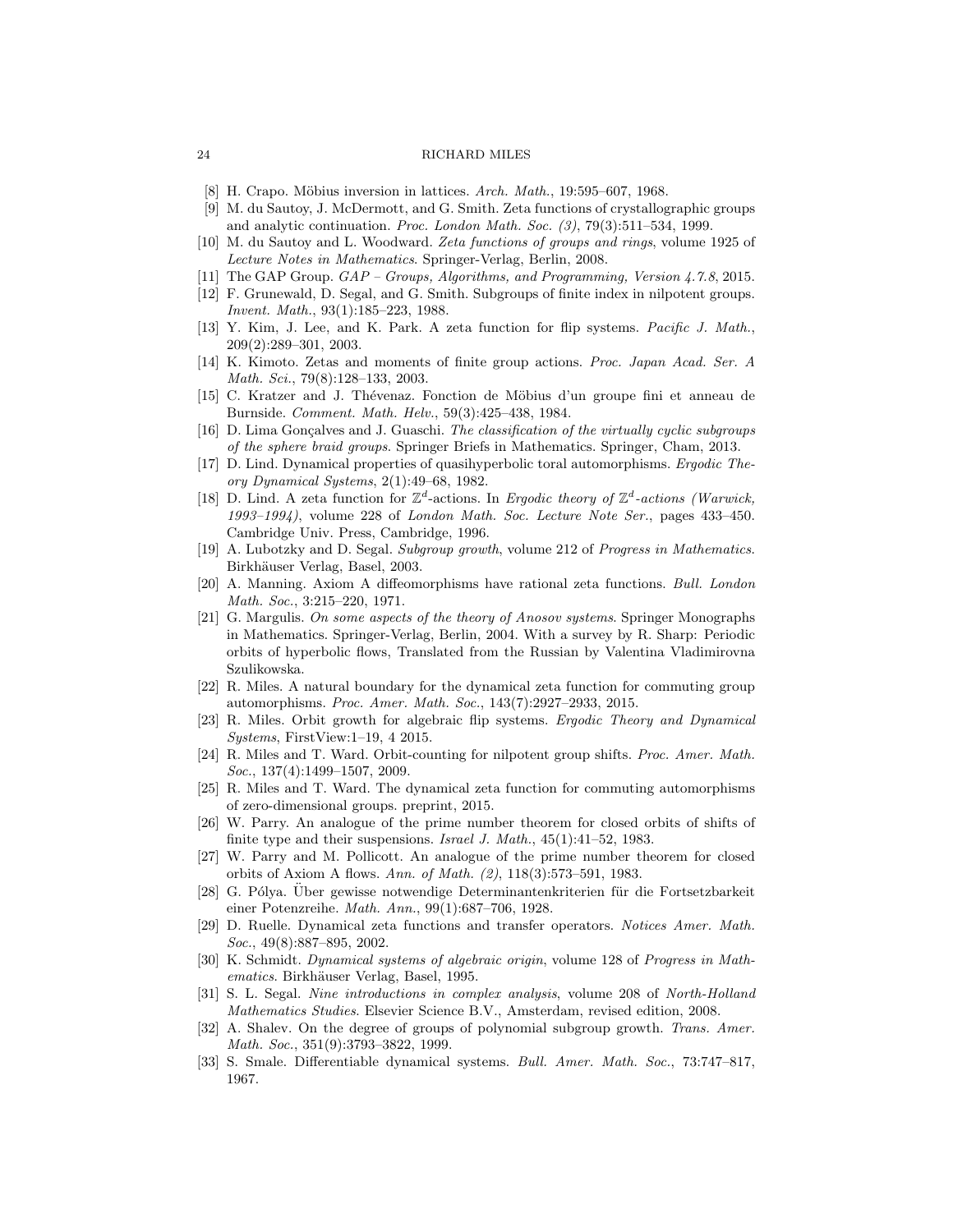[8] H. Crapo. Möbius inversion in lattices. *Arch. Math.*, 19:595–607, 1968.

[9] M. du Sautoy, J. McDermott, and G. Smith. Zeta functions of crystallographic groups and analytic continuation. *Proc. London Math. Soc. (3)*, 79(3):511–534, 1999.

[10] M. du Sautoy and L. Woodward. *Zeta functions of groups and rings*, volume 1925 of *Lecture Notes in Mathematics*. Springer-Verlag, Berlin, 2008.

[11] The GAP Group. *GAP – Groups, Algorithms, and Programming, Version 4.7.8*, 2015.

[12] F. Grunewald, D. Segal, and G. Smith. Subgroups of finite index in nilpotent groups. *Invent. Math.*, 93(1):185–223, 1988.

[13] Y. Kim, J. Lee, and K. Park. A zeta function for flip systems. *Pacific J. Math.*, 209(2):289–301, 2003.

[14] K. Kimoto. Zetas and moments of finite group actions. *Proc. Japan Acad. Ser. A Math. Sci.*, 79(8):128–133, 2003.

[15] C. Kratzer and J. Thévenaz. Fonction de Möbius d'un groupe fini et anneau de Burnside. *Comment. Math. Helv.*, 59(3):425–438, 1984.

[16] D. Lima Gonçalves and J. Guaschi. *The classification of the virtually cyclic subgroups of the sphere braid groups*. Springer Briefs in Mathematics. Springer, Cham, 2013.

[17] D. Lind. Dynamical properties of quasihyperbolic toral automorphisms. *Ergodic Theory Dynamical Systems*, 2(1):49–68, 1982.

[18] D. Lind. A zeta function for $\mathbb{Z}^d$-actions. In *Ergodic theory of $\mathbb{Z}^d$-actions (Warwick, 1993–1994)*, volume 228 of *London Math. Soc. Lecture Note Ser.*, pages 433–450. Cambridge Univ. Press, Cambridge, 1996.

[19] A. Lubotzky and D. Segal. *Subgroup growth*, volume 212 of *Progress in Mathematics*. Birkhäuser Verlag, Basel, 2003.

[20] A. Manning. Axiom A diffeomorphisms have rational zeta functions. *Bull. London Math. Soc.*, 3:215–220, 1971.

[21] G. Margulis. *On some aspects of the theory of Anosov systems*. Springer Monographs in Mathematics. Springer-Verlag, Berlin, 2004. With a survey by R. Sharp: Periodic orbits of hyperbolic flows, Translated from the Russian by Valentina Vladimirovna Szulikowska.

[22] R. Miles. A natural boundary for the dynamical zeta function for commuting group automorphisms. *Proc. Amer. Math. Soc.*, 143(7):2927–2933, 2015.

[23] R. Miles. Orbit growth for algebraic flip systems. *Ergodic Theory and Dynamical Systems*, FirstView:1–19, 4 2015.

[24] R. Miles and T. Ward. Orbit-counting for nilpotent group shifts. *Proc. Amer. Math. Soc.*, 137(4):1499–1507, 2009.

[25] R. Miles and T. Ward. The dynamical zeta function for commuting automorphisms of zero-dimensional groups. preprint, 2015.

[26] W. Parry. An analogue of the prime number theorem for closed orbits of shifts of finite type and their suspensions. *Israel J. Math.*, 45(1):41–52, 1983.

[27] W. Parry and M. Pollicott. An analogue of the prime number theorem for closed orbits of Axiom A flows. *Ann. of Math. (2)*, 118(3):573–591, 1983.

[28] G. Pólya. Über gewisse notwendige Determinantenkriterien für die Fortsetzbarkeit einer Potenzreihe. *Math. Ann.*, 99(1):687–706, 1928.

[29] D. Ruelle. Dynamical zeta functions and transfer operators. *Notices Amer. Math. Soc.*, 49(8):887–895, 2002.

[30] K. Schmidt. *Dynamical systems of algebraic origin*, volume 128 of *Progress in Mathematics*. Birkhäuser Verlag, Basel, 1995.

[31] S. L. Segal. *Nine introductions in complex analysis*, volume 208 of *North-Holland Mathematics Studies*. Elsevier Science B.V., Amsterdam, revised edition, 2008.

[32] A. Shalev. On the degree of groups of polynomial subgroup growth. *Trans. Amer. Math. Soc.*, 351(9):3793–3822, 1999.

[33] S. Smale. Differentiable dynamical systems. *Bull. Amer. Math. Soc.*, 73:747–817, 1967.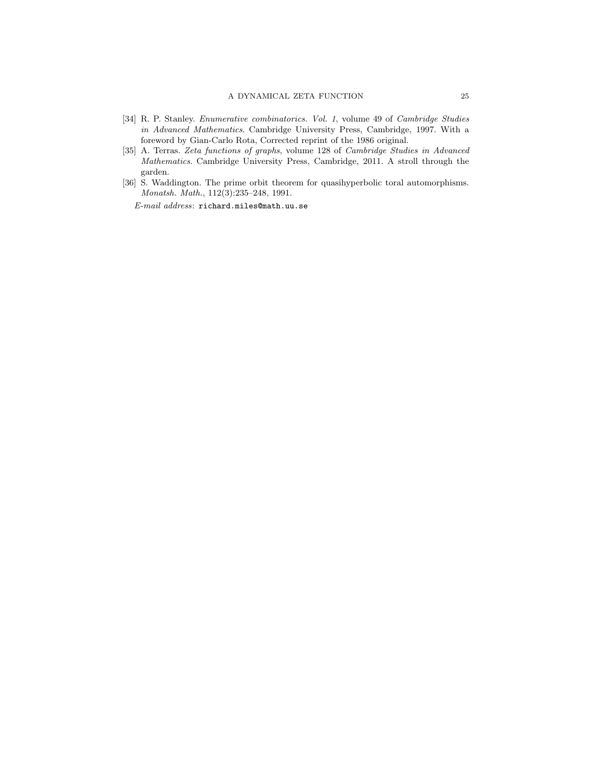[34] R. P. Stanley. *Enumerative combinatorics. Vol. 1*, volume 49 of *Cambridge Studies in Advanced Mathematics*. Cambridge University Press, Cambridge, 1997. With a foreword by Gian-Carlo Rota, Corrected reprint of the 1986 original.

[35] A. Terras. *Zeta functions of graphs*, volume 128 of *Cambridge Studies in Advanced Mathematics*. Cambridge University Press, Cambridge, 2011. A stroll through the garden.

[36] S. Waddington. The prime orbit theorem for quasihyperbolic toral automorphisms. *Monatsh. Math.*, 112(3):235–248, 1991.

*E-mail address*: `richard.miles@math.uu.se`